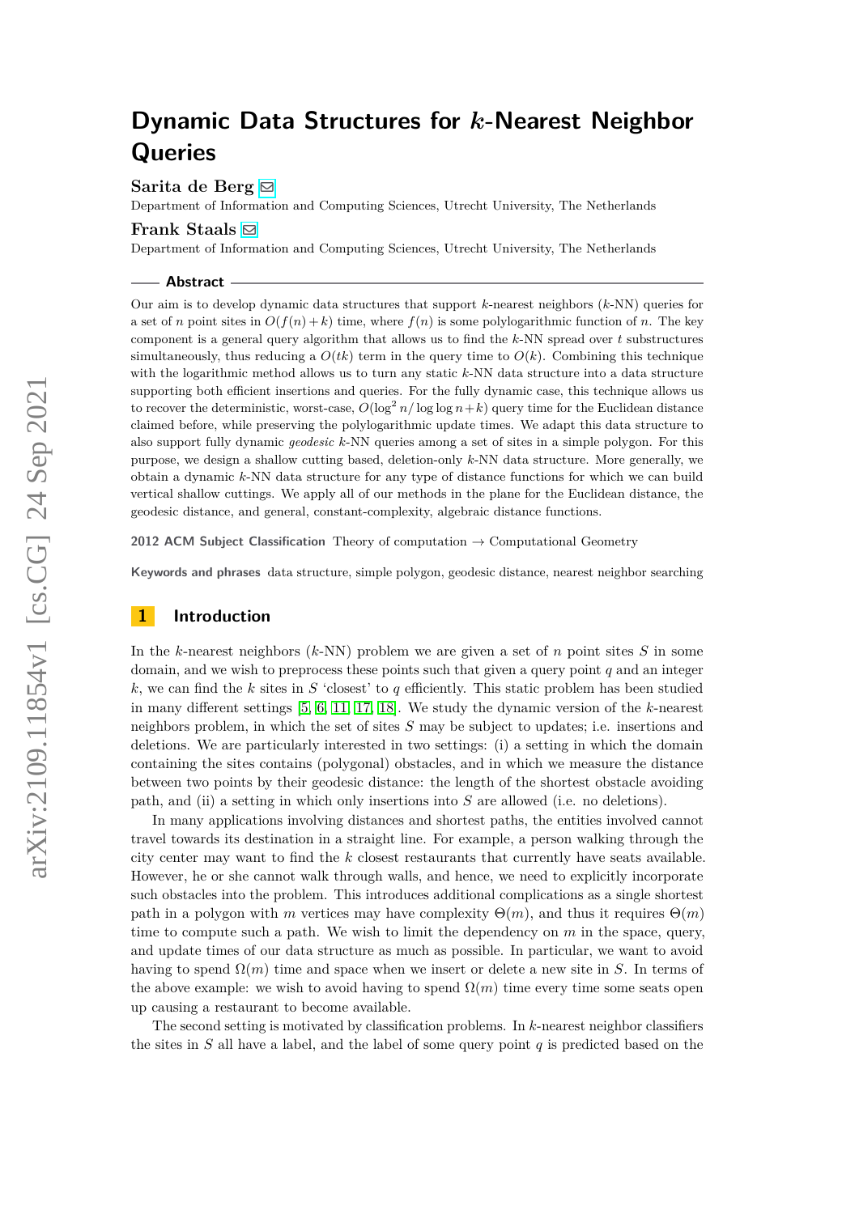# Dynamic Data Structures for $k$-Nearest Neighbor Queries

**Sarita de Berg**

Department of Information and Computing Sciences, Utrecht University, The Netherlands

**Frank Staals**

Department of Information and Computing Sciences, Utrecht University, The Netherlands

## Abstract

Our aim is to develop dynamic data structures that support $k$-nearest neighbors ($k$-NN) queries for a set of $n$ point sites in $O(f(n) + k)$ time, where $f(n)$ is some polylogarithmic function of $n$. The key component is a general query algorithm that allows us to find the $k$-NN spread over $t$ substructures simultaneously, thus reducing a $O(tk)$ term in the query time to $O(k)$. Combining this technique with the logarithmic method allows us to turn any static $k$-NN data structure into a data structure supporting both efficient insertions and queries. For the fully dynamic case, this technique allows us to recover the deterministic, worst-case, $O(\log^2 n/ \log\log n + k)$ query time for the Euclidean distance claimed before, while preserving the polylogarithmic update times. We adapt this data structure to also support fully dynamic *geodesic* $k$-NN queries among a set of sites in a simple polygon. For this purpose, we design a shallow cutting based, deletion-only $k$-NN data structure. More generally, we obtain a dynamic $k$-NN data structure for any type of distance functions for which we can build vertical shallow cuttings. We apply all of our methods in the plane for the Euclidean distance, the geodesic distance, and general, constant-complexity, algebraic distance functions.

**2012 ACM Subject Classification** Theory of computation → Computational Geometry

**Keywords and phrases** data structure, simple polygon, geodesic distance, nearest neighbor searching

## 1 Introduction

In the $k$-nearest neighbors ($k$-NN) problem we are given a set of $n$ point sites $S$ in some domain, and we wish to preprocess these points such that given a query point $q$ and an integer $k$, we can find the $k$ sites in $S$ 'closest' to $q$ efficiently. This static problem has been studied in many different settings [5, 6, 11, 17, 18]. We study the dynamic version of the $k$-nearest neighbors problem, in which the set of sites $S$ may be subject to updates; i.e. insertions and deletions. We are particularly interested in two settings: (i) a setting in which the domain containing the sites contains (polygonal) obstacles, and in which we measure the distance between two points by their geodesic distance: the length of the shortest obstacle avoiding path, and (ii) a setting in which only insertions into $S$ are allowed (i.e. no deletions).

In many applications involving distances and shortest paths, the entities involved cannot travel towards its destination in a straight line. For example, a person walking through the city center may want to find the $k$ closest restaurants that currently have seats available. However, he or she cannot walk through walls, and hence, we need to explicitly incorporate such obstacles into the problem. This introduces additional complications as a single shortest path in a polygon with $m$ vertices may have complexity $\Theta(m)$, and thus it requires $\Theta(m)$ time to compute such a path. We wish to limit the dependency on $m$ in the space, query, and update times of our data structure as much as possible. In particular, we want to avoid having to spend $\Omega(m)$ time and space when we insert or delete a new site in $S$. In terms of the above example: we wish to avoid having to spend $\Omega(m)$ time every time some seats open up causing a restaurant to become available.

The second setting is motivated by classification problems. In $k$-nearest neighbor classifiers the sites in $S$ all have a label, and the label of some query point $q$ is predicted based on the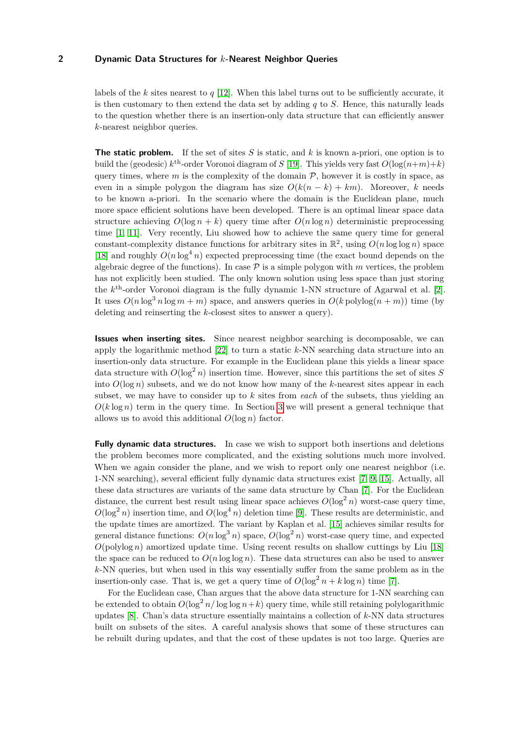labels of the $k$ sites nearest to $q$ [12]. When this label turns out to be sufficiently accurate, it is then customary to then extend the data set by adding $q$ to $S$. Hence, this naturally leads to the question whether there is an insertion-only data structure that can efficiently answer $k$-nearest neighbor queries.

**The static problem.** If the set of sites $S$ is static, and $k$ is known a-priori, one option is to build the (geodesic) $k^{\text{th}}$-order Voronoi diagram of $S$ [19]. This yields very fast $O(\log(n+m)+k)$ query times, where $m$ is the complexity of the domain $\mathcal{P}$, however it is costly in space, as even in a simple polygon the diagram has size $O(k(n-k)+km)$. Moreover, $k$ needs to be known a-priori. In the scenario where the domain is the Euclidean plane, much more space efficient solutions have been developed. There is an optimal linear space data structure achieving $O(\log n + k)$ query time after $O(n \log n)$ deterministic preprocessing time [1, 11]. Very recently, Liu showed how to achieve the same query time for general constant-complexity distance functions for arbitrary sites in $\mathbb{R}^2$, using $O(n \log\log n)$ space [18] and roughly $O(n \log^4 n)$ expected preprocessing time (the exact bound depends on the algebraic degree of the functions). In case $\mathcal{P}$ is a simple polygon with $m$ vertices, the problem has not explicitly been studied. The only known solution using less space than just storing the $k^{\text{th}}$-order Voronoi diagram is the fully dynamic 1-NN structure of Agarwal et al. [2]. It uses $O(n \log^3 n \log m + m)$ space, and answers queries in $O(k \operatorname{polylog}(n+m))$ time (by deleting and reinserting the $k$-closest sites to answer a query).

**Issues when inserting sites.** Since nearest neighbor searching is decomposable, we can apply the logarithmic method [22] to turn a static $k$-NN searching data structure into an insertion-only data structure. For example in the Euclidean plane this yields a linear space data structure with $O(\log^2 n)$ insertion time. However, since this partitions the set of sites $S$ into $O(\log n)$ subsets, and we do not know how many of the $k$-nearest sites appear in each subset, we may have to consider up to $k$ sites from *each* of the subsets, thus yielding an $O(k \log n)$ term in the query time. In Section 3 we will present a general technique that allows us to avoid this additional $O(\log n)$ factor.

**Fully dynamic data structures.** In case we wish to support both insertions and deletions the problem becomes more complicated, and the existing solutions much more involved. When we again consider the plane, and we wish to report only one nearest neighbor (i.e. 1-NN searching), several efficient fully dynamic data structures exist [7, 9, 15]. Actually, all these data structures are variants of the same data structure by Chan [7]. For the Euclidean distance, the current best result using linear space achieves $O(\log^2 n)$ worst-case query time, $O(\log^2 n)$ insertion time, and $O(\log^4 n)$ deletion time [9]. These results are deterministic, and the update times are amortized. The variant by Kaplan et al. [15] achieves similar results for general distance functions: $O(n \log^3 n)$ space, $O(\log^2 n)$ worst-case query time, and expected $O(\operatorname{polylog} n)$ amortized update time. Using recent results on shallow cuttings by Liu [18] the space can be reduced to $O(n \log\log n)$. These data structures can also be used to answer $k$-NN queries, but when used in this way essentially suffer from the same problem as in the insertion-only case. That is, we get a query time of $O(\log^2 n + k \log n)$ time [7].

For the Euclidean case, Chan argues that the above data structure for 1-NN searching can be extended to obtain $O(\log^2 n/\log\log n + k)$ query time, while still retaining polylogarithmic updates [8]. Chan's data structure essentially maintains a collection of $k$-NN data structures built on subsets of the sites. A careful analysis shows that some of these structures can be rebuilt during updates, and that the cost of these updates is not too large. Queries are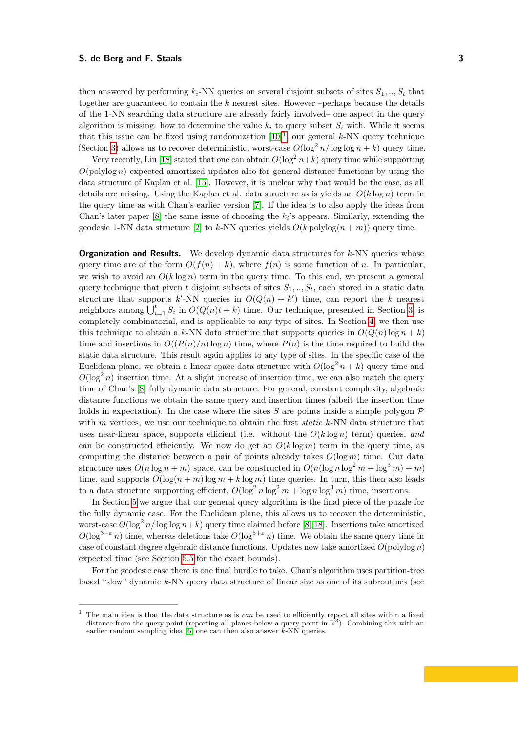then answered by performing $k_i$-NN queries on several disjoint subsets of sites $S_1, .., S_t$ that together are guaranteed to contain the $k$ nearest sites. However –perhaps because the details of the 1-NN searching data structure are already fairly involved– one aspect in the query algorithm is missing: how to determine the value $k_i$ to query subset $S_i$ with. While it seems that this issue can be fixed using randomization [10][1], our general $k$-NN query technique (Section 3) allows us to recover deterministic, worst-case $O(\log^2 n/\log\log n + k)$ query time.

Very recently, Liu [18] stated that one can obtain $O(\log^2 n+k)$ query time while supporting $O(\text{polylog}\, n)$ expected amortized updates also for general distance functions by using the data structure of Kaplan et al. [15]. However, it is unclear why that would be the case, as all details are missing. Using the Kaplan et al. data structure as is yields an $O(k \log n)$ term in the query time as with Chan's earlier version [7]. If the idea is to also apply the ideas from Chan's later paper [8] the same issue of choosing the $k_i$'s appears. Similarly, extending the geodesic 1-NN data structure [2] to $k$-NN queries yields $O(k\, \text{polylog}(n + m))$ query time.

**Organization and Results.** We develop dynamic data structures for $k$-NN queries whose query time are of the form $O(f(n) + k)$, where $f(n)$ is some function of $n$. In particular, we wish to avoid an $O(k \log n)$ term in the query time. To this end, we present a general query technique that given $t$ disjoint subsets of sites $S_1, .., S_t$, each stored in a static data structure that supports $k'$-NN queries in $O(Q(n) + k')$ time, can report the $k$ nearest neighbors among $\bigcup_{i=1}^{t} S_i$ in $O(Q(n)t + k)$ time. Our technique, presented in Section 3, is completely combinatorial, and is applicable to any type of sites. In Section 4, we then use this technique to obtain a $k$-NN data structure that supports queries in $O(Q(n) \log n + k)$ time and insertions in $O((P(n)/n) \log n)$ time, where $P(n)$ is the time required to build the static data structure. This result again applies to any type of sites. In the specific case of the Euclidean plane, we obtain a linear space data structure with $O(\log^2 n + k)$ query time and $O(\log^2 n)$ insertion time. At a slight increase of insertion time, we can also match the query time of Chan's [8] fully dynamic data structure. For general, constant complexity, algebraic distance functions we obtain the same query and insertion times (albeit the insertion time holds in expectation). In the case where the sites $S$ are points inside a simple polygon $\mathcal{P}$ with $m$ vertices, we use our technique to obtain the first *static* $k$-NN data structure that uses near-linear space, supports efficient (i.e. without the $O(k \log n)$ term) queries, *and* can be constructed efficiently. We now do get an $O(k \log m)$ term in the query time, as computing the distance between a pair of points already takes $O(\log m)$ time. Our data structure uses $O(n \log n + m)$ space, can be constructed in $O(n(\log n \log^2 m + \log^3 m) + m)$ time, and supports $O(\log(n + m) \log m + k \log m)$ time queries. In turn, this then also leads to a data structure supporting efficient, $O(\log^2 n \log^2 m + \log n \log^3 m)$ time, insertions.

In Section 5 we argue that our general query algorithm is the final piece of the puzzle for the fully dynamic case. For the Euclidean plane, this allows us to recover the deterministic, worst-case $O(\log^2 n/\log\log n+k)$ query time claimed before [8, 18]. Insertions take amortized $O(\log^{3+\varepsilon} n)$ time, whereas deletions take $O(\log^{5+\varepsilon} n)$ time. We obtain the same query time in case of constant degree algebraic distance functions. Updates now take amortized $O(\text{polylog}\, n)$ expected time (see Section 5.5 for the exact bounds).

For the geodesic case there is one final hurdle to take. Chan's algorithm uses partition-tree based "slow" dynamic $k$-NN query data structure of linear size as one of its subroutines (see

---

[1] The main idea is that the data structure as is *can* be used to efficiently report all sites within a fixed distance from the query point (reporting all planes below a query point in $\mathbb{R}^3$). Combining this with an earlier random sampling idea [6] one can then also answer $k$-NN queries.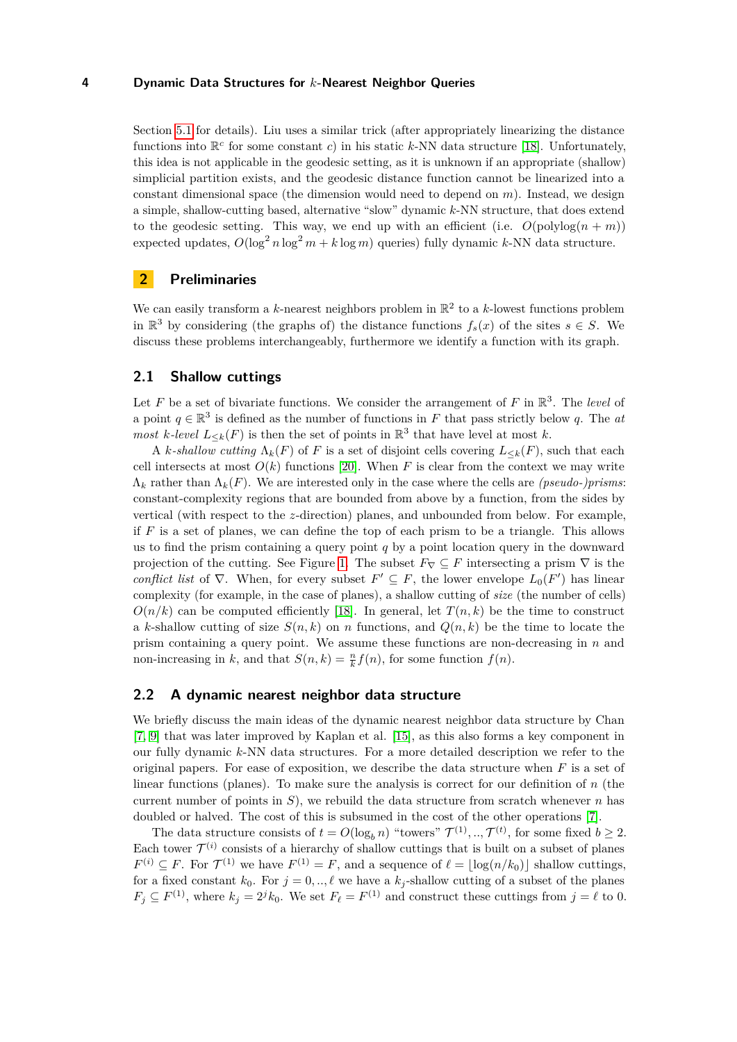Section 5.1 for details). Liu uses a similar trick (after appropriately linearizing the distance functions into $\mathbb{R}^c$ for some constant $c$) in his static $k$-NN data structure [18]. Unfortunately, this idea is not applicable in the geodesic setting, as it is unknown if an appropriate (shallow) simplicial partition exists, and the geodesic distance function cannot be linearized into a constant dimensional space (the dimension would need to depend on $m$). Instead, we design a simple, shallow-cutting based, alternative "slow" dynamic $k$-NN structure, that does extend to the geodesic setting. This way, we end up with an efficient (i.e. $O(\text{polylog}(n + m))$ expected updates, $O(\log^2 n \log^2 m + k \log m)$ queries) fully dynamic $k$-NN data structure.

## 2 Preliminaries

We can easily transform a $k$-nearest neighbors problem in $\mathbb{R}^2$ to a $k$-lowest functions problem in $\mathbb{R}^3$ by considering (the graphs of) the distance functions $f_s(x)$ of the sites $s \in S$. We discuss these problems interchangeably, furthermore we identify a function with its graph.

### 2.1 Shallow cuttings

Let $F$ be a set of bivariate functions. We consider the arrangement of $F$ in $\mathbb{R}^3$. The *level* of a point $q \in \mathbb{R}^3$ is defined as the number of functions in $F$ that pass strictly below $q$. The *at most $k$-level* $L_{\leq k}(F)$ is then the set of points in $\mathbb{R}^3$ that have level at most $k$.

A *$k$-shallow cutting* $\Lambda_k(F)$ of $F$ is a set of disjoint cells covering $L_{\leq k}(F)$, such that each cell intersects at most $O(k)$ functions [20]. When $F$ is clear from the context we may write $\Lambda_k$ rather than $\Lambda_k(F)$. We are interested only in the case where the cells are *(pseudo-)prisms*: constant-complexity regions that are bounded from above by a function, from the sides by vertical (with respect to the $z$-direction) planes, and unbounded from below. For example, if $F$ is a set of planes, we can define the top of each prism to be a triangle. This allows us to find the prism containing a query point $q$ by a point location query in the downward projection of the cutting. See Figure 1. The subset $F_\nabla \subseteq F$ intersecting a prism $\nabla$ is the *conflict list* of $\nabla$. When, for every subset $F' \subseteq F$, the lower envelope $L_0(F')$ has linear complexity (for example, in the case of planes), a shallow cutting of *size* (the number of cells) $O(n/k)$ can be computed efficiently [18]. In general, let $T(n, k)$ be the time to construct a $k$-shallow cutting of size $S(n, k)$ on $n$ functions, and $Q(n, k)$ be the time to locate the prism containing a query point. We assume these functions are non-decreasing in $n$ and non-increasing in $k$, and that $S(n, k) = \frac{n}{k} f(n)$, for some function $f(n)$.

### 2.2 A dynamic nearest neighbor data structure

We briefly discuss the main ideas of the dynamic nearest neighbor data structure by Chan [7, 9] that was later improved by Kaplan et al. [15], as this also forms a key component in our fully dynamic $k$-NN data structures. For a more detailed description we refer to the original papers. For ease of exposition, we describe the data structure when $F$ is a set of linear functions (planes). To make sure the analysis is correct for our definition of $n$ (the current number of points in $S$), we rebuild the data structure from scratch whenever $n$ has doubled or halved. The cost of this is subsumed in the cost of the other operations [7].

The data structure consists of $t = O(\log_b n)$ "towers" $\mathcal{T}^{(1)}, .., \mathcal{T}^{(t)}$, for some fixed $b \geq 2$. Each tower $\mathcal{T}^{(i)}$ consists of a hierarchy of shallow cuttings that is built on a subset of planes $F^{(i)} \subseteq F$. For $\mathcal{T}^{(1)}$ we have $F^{(1)} = F$, and a sequence of $\ell = \lfloor \log(n/k_0) \rfloor$ shallow cuttings, for a fixed constant $k_0$. For $j = 0, .., \ell$ we have a $k_j$-shallow cutting of a subset of the planes $F_j \subseteq F^{(1)}$, where $k_j = 2^j k_0$. We set $F_\ell = F^{(1)}$ and construct these cuttings from $j = \ell$ to 0.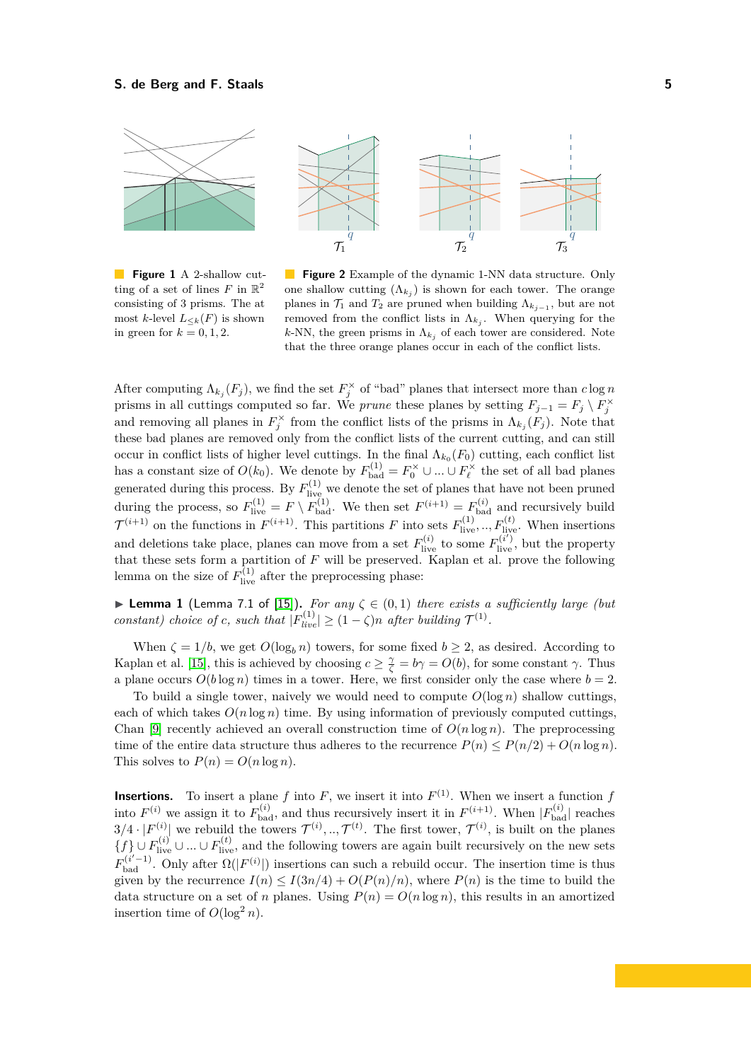**Figure 1** A 2-shallow cutting of a set of lines $F$ in $\mathbb{R}^2$ consisting of 3 prisms. The at most $k$-level $L_{\leq k}(F)$ is shown in green for $k = 0, 1, 2$.

**Figure 2** Example of the dynamic 1-NN data structure. Only one shallow cutting $(\Lambda_{k_j})$ is shown for each tower. The orange planes in $\mathcal{T}_1$ and $\mathcal{T}_2$ are pruned when building $\Lambda_{k_{j-1}}$, but are not removed from the conflict lists in $\Lambda_{k_j}$. When querying for the $k$-NN, the green prisms in $\Lambda_{k_j}$ of each tower are considered. Note that the three orange planes occur in each of the conflict lists.

After computing $\Lambda_{k_j}(F_j)$, we find the set $F_j^\times$ of "bad" planes that intersect more than $c \log n$ prisms in all cuttings computed so far. We *prune* these planes by setting $F_{j-1} = F_j \setminus F_j^\times$ and removing all planes in $F_j^\times$ from the conflict lists of the prisms in $\Lambda_{k_j}(F_j)$. Note that these bad planes are removed only from the conflict lists of the current cutting, and can still occur in conflict lists of higher level cuttings. In the final $\Lambda_{k_0}(F_0)$ cutting, each conflict list has a constant size of $O(k_0)$. We denote by $F_{\text{bad}}^{(1)} = F_0^\times \cup ... \cup F_\ell^\times$ the set of all bad planes generated during this process. By $F_{\text{live}}^{(1)}$ we denote the set of planes that have not been pruned during the process, so $F_{\text{live}}^{(1)} = F \setminus F_{\text{bad}}^{(1)}$. We then set $F^{(i+1)} = F_{\text{bad}}^{(i)}$ and recursively build $\mathcal{T}^{(i+1)}$ on the functions in $F^{(i+1)}$. This partitions $F$ into sets $F_{\text{live}}^{(1)}, .., F_{\text{live}}^{(t)}$. When insertions and deletions take place, planes can move from a set $F_{\text{live}}^{(i)}$ to some $F_{\text{live}}^{(i')}$, but the property that these sets form a partition of $F$ will be preserved. Kaplan et al. prove the following lemma on the size of $F_{\text{live}}^{(1)}$ after the preprocessing phase:

▶ **Lemma 1** (Lemma 7.1 of [15]). *For any $\zeta \in (0, 1)$ there exists a sufficiently large (but constant) choice of $c$, such that $|F_{live}^{(1)}| \geq (1 - \zeta)n$ after building $\mathcal{T}^{(1)}$.*

When $\zeta = 1/b$, we get $O(\log_b n)$ towers, for some fixed $b \geq 2$, as desired. According to Kaplan et al. [15], this is achieved by choosing $c \geq \frac{\gamma}{\zeta} = b\gamma = O(b)$, for some constant $\gamma$. Thus a plane occurs $O(b \log n)$ times in a tower. Here, we first consider only the case where $b = 2$.

To build a single tower, naively we would need to compute $O(\log n)$ shallow cuttings, each of which takes $O(n \log n)$ time. By using information of previously computed cuttings, Chan [9] recently achieved an overall construction time of $O(n \log n)$. The preprocessing time of the entire data structure thus adheres to the recurrence $P(n) \leq P(n/2) + O(n \log n)$. This solves to $P(n) = O(n \log n)$.

**Insertions.** To insert a plane $f$ into $F$, we insert it into $F^{(1)}$. When we insert a function $f$ into $F^{(i)}$ we assign it to $F_{\text{bad}}^{(i)}$, and thus recursively insert it in $F^{(i+1)}$. When $|F_{\text{bad}}^{(i)}|$ reaches $3/4 \cdot |F^{(i)}|$ we rebuild the towers $\mathcal{T}^{(i)}, .., \mathcal{T}^{(t)}$. The first tower, $\mathcal{T}^{(i)}$, is built on the planes $\{f\} \cup F_{\text{live}}^{(i)} \cup ... \cup F_{\text{live}}^{(t)}$, and the following towers are again built recursively on the new sets $F_{\text{bad}}^{(i'-1)}$. Only after $\Omega(|F^{(i)}|)$ insertions can such a rebuild occur. The insertion time is thus given by the recurrence $I(n) \leq I(3n/4) + O(P(n)/n)$, where $P(n)$ is the time to build the data structure on a set of $n$ planes. Using $P(n) = O(n \log n)$, this results in an amortized insertion time of $O(\log^2 n)$.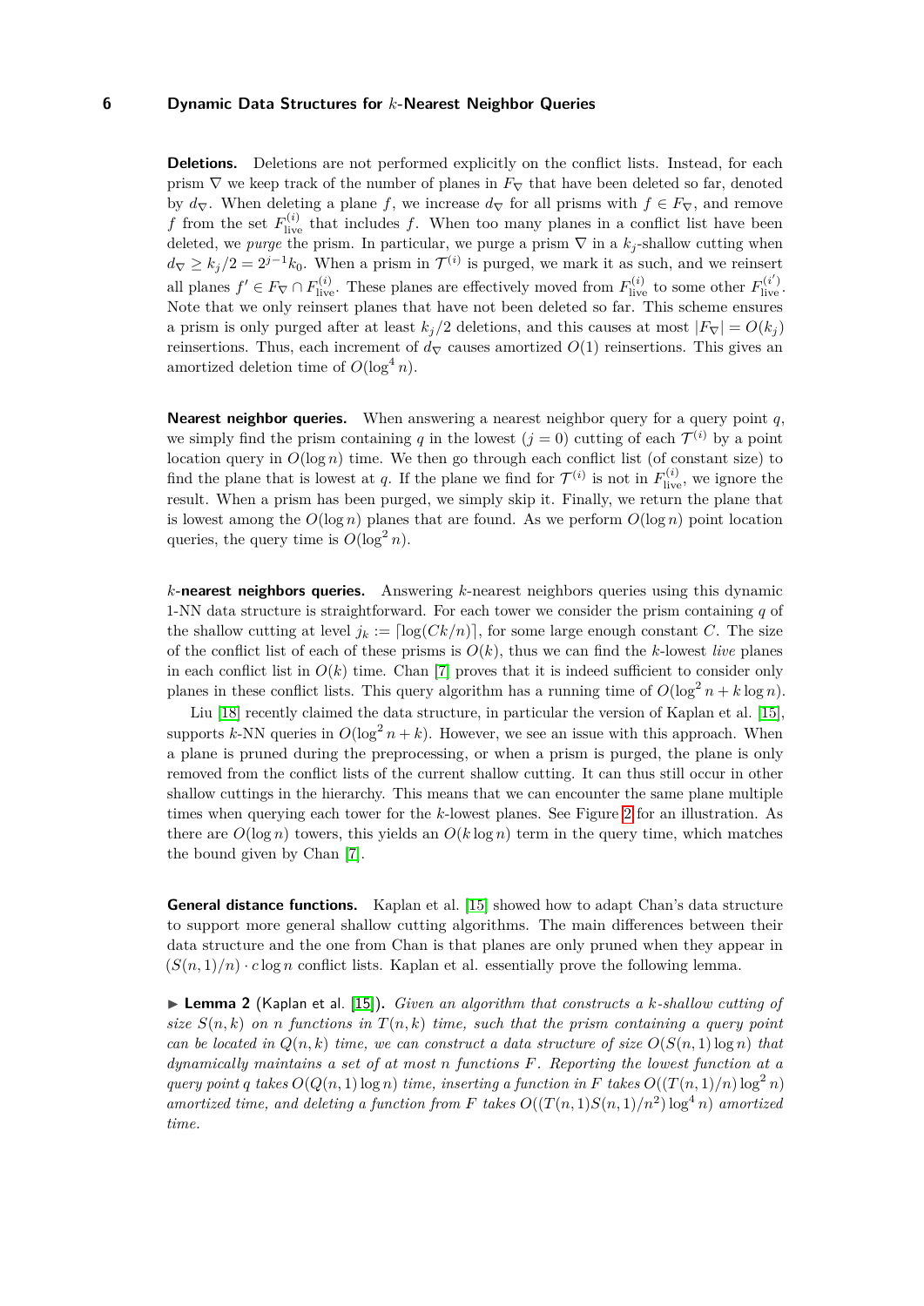**Deletions.** Deletions are not performed explicitly on the conflict lists. Instead, for each prism $\nabla$ we keep track of the number of planes in $F_\nabla$ that have been deleted so far, denoted by $d_\nabla$. When deleting a plane $f$, we increase $d_\nabla$ for all prisms with $f \in F_\nabla$, and remove $f$ from the set $F^{(i)}_{\text{live}}$ that includes $f$. When too many planes in a conflict list have been deleted, we *purge* the prism. In particular, we purge a prism $\nabla$ in a $k_j$-shallow cutting when $d_\nabla \geq k_j/2 = 2^{j-1}k_0$. When a prism in $\mathcal{T}^{(i)}$ is purged, we mark it as such, and we reinsert all planes $f' \in F_\nabla \cap F^{(i)}_{\text{live}}$. These planes are effectively moved from $F^{(i)}_{\text{live}}$ to some other $F^{(i')}_{\text{live}}$. Note that we only reinsert planes that have not been deleted so far. This scheme ensures a prism is only purged after at least $k_j/2$ deletions, and this causes at most $|F_\nabla| = O(k_j)$ reinsertions. Thus, each increment of $d_\nabla$ causes amortized $O(1)$ reinsertions. This gives an amortized deletion time of $O(\log^4 n)$.

**Nearest neighbor queries.** When answering a nearest neighbor query for a query point $q$, we simply find the prism containing $q$ in the lowest ($j = 0$) cutting of each $\mathcal{T}^{(i)}$ by a point location query in $O(\log n)$ time. We then go through each conflict list (of constant size) to find the plane that is lowest at $q$. If the plane we find for $\mathcal{T}^{(i)}$ is not in $F^{(i)}_{\text{live}}$, we ignore the result. When a prism has been purged, we simply skip it. Finally, we return the plane that is lowest among the $O(\log n)$ planes that are found. As we perform $O(\log n)$ point location queries, the query time is $O(\log^2 n)$.

**$k$-nearest neighbors queries.** Answering $k$-nearest neighbors queries using this dynamic 1-NN data structure is straightforward. For each tower we consider the prism containing $q$ of the shallow cutting at level $j_k := \lceil \log(Ck/n) \rceil$, for some large enough constant $C$. The size of the conflict list of each of these prisms is $O(k)$, thus we can find the $k$-lowest *live* planes in each conflict list in $O(k)$ time. Chan [7] proves that it is indeed sufficient to consider only planes in these conflict lists. This query algorithm has a running time of $O(\log^2 n + k \log n)$.

Liu [18] recently claimed the data structure, in particular the version of Kaplan et al. [15], supports $k$-NN queries in $O(\log^2 n + k)$. However, we see an issue with this approach. When a plane is pruned during the preprocessing, or when a prism is purged, the plane is only removed from the conflict lists of the current shallow cutting. It can thus still occur in other shallow cuttings in the hierarchy. This means that we can encounter the same plane multiple times when querying each tower for the $k$-lowest planes. See Figure 2 for an illustration. As there are $O(\log n)$ towers, this yields an $O(k \log n)$ term in the query time, which matches the bound given by Chan [7].

**General distance functions.** Kaplan et al. [15] showed how to adapt Chan's data structure to support more general shallow cutting algorithms. The main differences between their data structure and the one from Chan is that planes are only pruned when they appear in $(S(n, 1)/n) \cdot c \log n$ conflict lists. Kaplan et al. essentially prove the following lemma.

▶ **Lemma 2** (Kaplan et al. [15]). *Given an algorithm that constructs a $k$-shallow cutting of size $S(n, k)$ on $n$ functions in $T(n, k)$ time, such that the prism containing a query point can be located in $Q(n, k)$ time, we can construct a data structure of size $O(S(n, 1) \log n)$ that dynamically maintains a set of at most $n$ functions $F$. Reporting the lowest function at a query point $q$ takes $O(Q(n, 1) \log n)$ time, inserting a function in $F$ takes $O((T(n, 1)/n) \log^2 n)$ amortized time, and deleting a function from $F$ takes $O((T(n, 1)S(n, 1)/n^2) \log^4 n)$ amortized time.*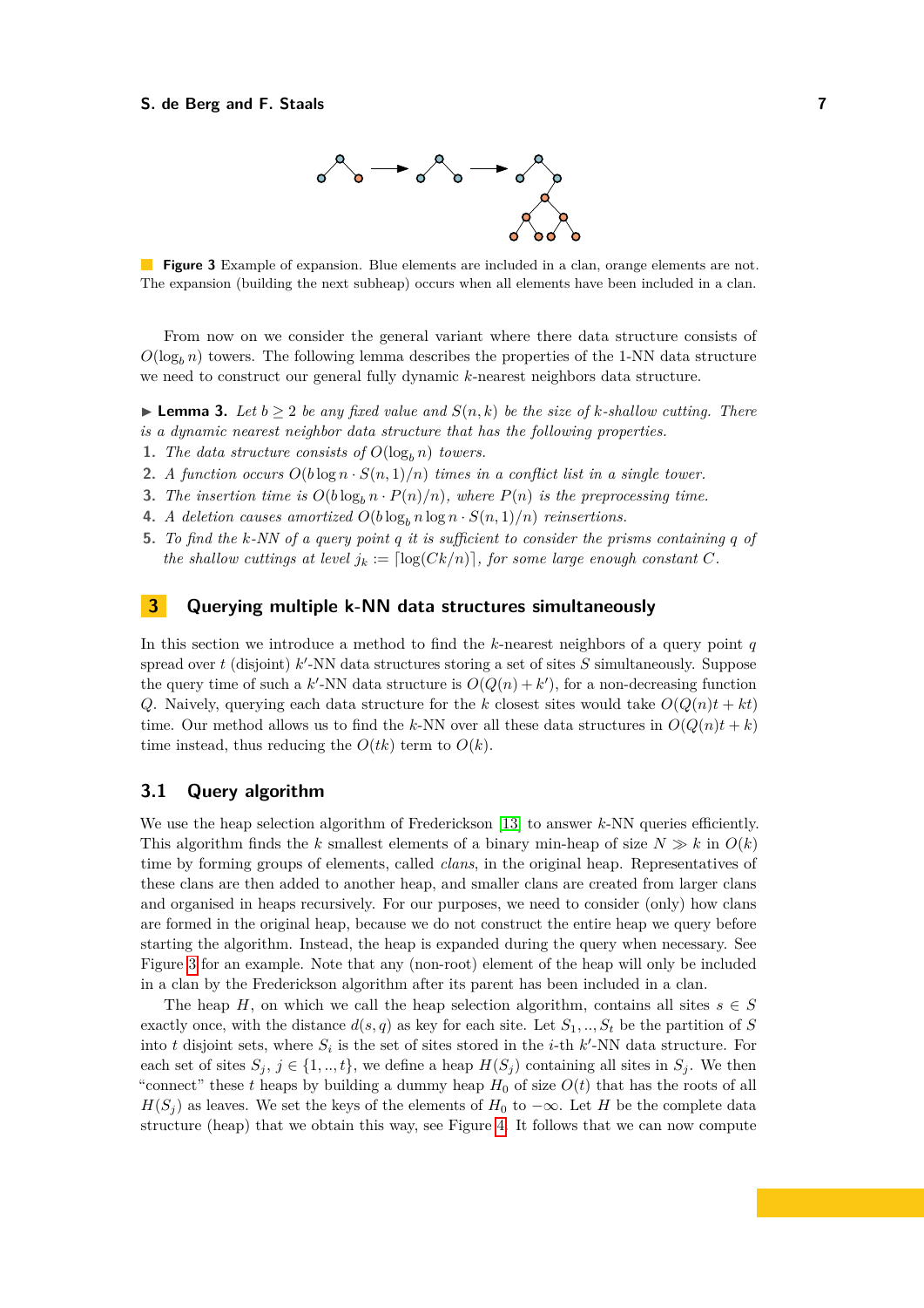**Figure 3** Example of expansion. Blue elements are included in a clan, orange elements are not. The expansion (building the next subheap) occurs when all elements have been included in a clan.

From now on we consider the general variant where there data structure consists of $O(\log_b n)$ towers. The following lemma describes the properties of the 1-NN data structure we need to construct our general fully dynamic $k$-nearest neighbors data structure.

▶ **Lemma 3.** *Let $b \geq 2$ be any fixed value and $S(n,k)$ be the size of $k$-shallow cutting. There is a dynamic nearest neighbor data structure that has the following properties.*

1. *The data structure consists of $O(\log_b n)$ towers.*
2. *A function occurs $O(b \log n \cdot S(n,1)/n)$ times in a conflict list in a single tower.*
3. *The insertion time is $O(b \log_b n \cdot P(n)/n)$, where $P(n)$ is the preprocessing time.*
4. *A deletion causes amortized $O(b \log_b n \log n \cdot S(n,1)/n)$ reinsertions.*
5. *To find the $k$-NN of a query point $q$ it is sufficient to consider the prisms containing $q$ of the shallow cuttings at level $j_k := \lceil \log(Ck/n) \rceil$, for some large enough constant $C$.*

## 3 Querying multiple k-NN data structures simultaneously

In this section we introduce a method to find the $k$-nearest neighbors of a query point $q$ spread over $t$ (disjoint) $k'$-NN data structures storing a set of sites $S$ simultaneously. Suppose the query time of such a $k'$-NN data structure is $O(Q(n) + k')$, for a non-decreasing function $Q$. Naively, querying each data structure for the $k$ closest sites would take $O(Q(n)t + kt)$ time. Our method allows us to find the $k$-NN over all these data structures in $O(Q(n)t + k)$ time instead, thus reducing the $O(tk)$ term to $O(k)$.

### 3.1 Query algorithm

We use the heap selection algorithm of Frederickson [13] to answer $k$-NN queries efficiently. This algorithm finds the $k$ smallest elements of a binary min-heap of size $N \gg k$ in $O(k)$ time by forming groups of elements, called *clans*, in the original heap. Representatives of these clans are then added to another heap, and smaller clans are created from larger clans and organised in heaps recursively. For our purposes, we need to consider (only) how clans are formed in the original heap, because we do not construct the entire heap we query before starting the algorithm. Instead, the heap is expanded during the query when necessary. See Figure 3 for an example. Note that any (non-root) element of the heap will only be included in a clan by the Frederickson algorithm after its parent has been included in a clan.

The heap $H$, on which we call the heap selection algorithm, contains all sites $s \in S$ exactly once, with the distance $d(s,q)$ as key for each site. Let $S_1, .., S_t$ be the partition of $S$ into $t$ disjoint sets, where $S_i$ is the set of sites stored in the $i$-th $k'$-NN data structure. For each set of sites $S_j$, $j \in \{1, .., t\}$, we define a heap $H(S_j)$ containing all sites in $S_j$. We then "connect" these $t$ heaps by building a dummy heap $H_0$ of size $O(t)$ that has the roots of all $H(S_j)$ as leaves. We set the keys of the elements of $H_0$ to $-\infty$. Let $H$ be the complete data structure (heap) that we obtain this way, see Figure 4. It follows that we can now compute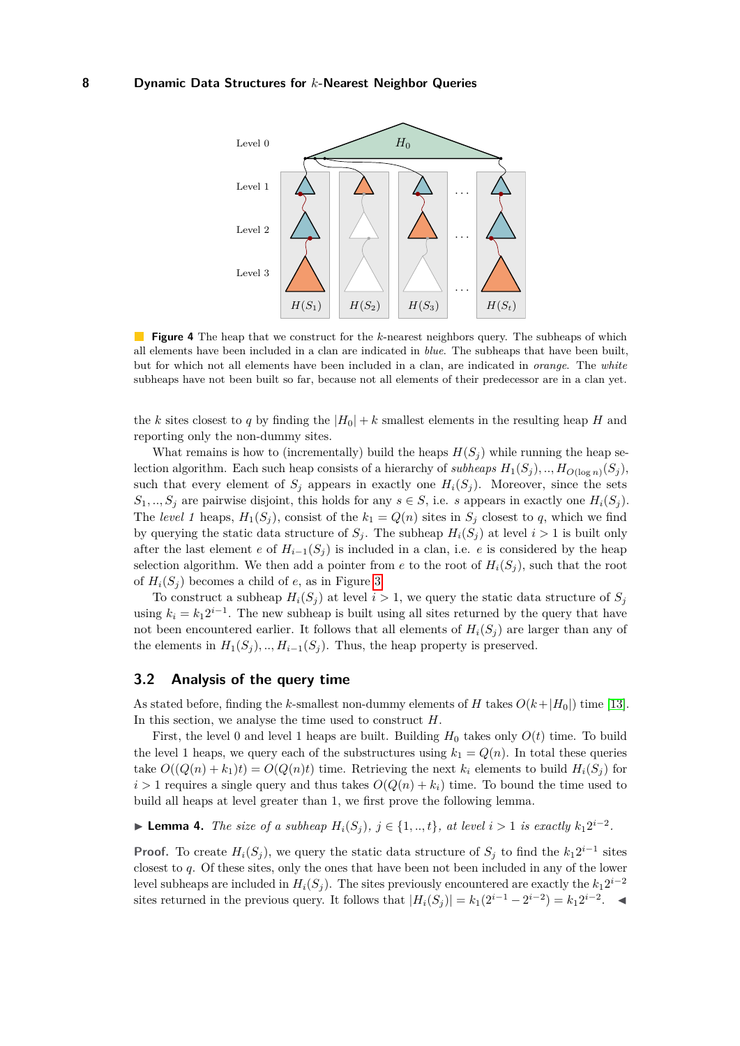**Figure 4** The heap that we construct for the $k$-nearest neighbors query. The subheaps of which all elements have been included in a clan are indicated in *blue*. The subheaps that have been built, but for which not all elements have been included in a clan, are indicated in *orange*. The *white* subheaps have not been built so far, because not all elements of their predecessor are in a clan yet.

the $k$ sites closest to $q$ by finding the $|H_0| + k$ smallest elements in the resulting heap $H$ and reporting only the non-dummy sites.

What remains is how to (incrementally) build the heaps $H(S_j)$ while running the heap selection algorithm. Each such heap consists of a hierarchy of *subheaps* $H_1(S_j), .., H_{O(\log n)}(S_j)$, such that every element of $S_j$ appears in exactly one $H_i(S_j)$. Moreover, since the sets $S_1, .., S_j$ are pairwise disjoint, this holds for any $s \in S$, i.e. $s$ appears in exactly one $H_i(S_j)$. The *level 1* heaps, $H_1(S_j)$, consist of the $k_1 = Q(n)$ sites in $S_j$ closest to $q$, which we find by querying the static data structure of $S_j$. The subheap $H_i(S_j)$ at level $i > 1$ is built only after the last element $e$ of $H_{i-1}(S_j)$ is included in a clan, i.e. $e$ is considered by the heap selection algorithm. We then add a pointer from $e$ to the root of $H_i(S_j)$, such that the root of $H_i(S_j)$ becomes a child of $e$, as in Figure 3.

To construct a subheap $H_i(S_j)$ at level $i > 1$, we query the static data structure of $S_j$ using $k_i = k_1 2^{i-1}$. The new subheap is built using all sites returned by the query that have not been encountered earlier. It follows that all elements of $H_i(S_j)$ are larger than any of the elements in $H_1(S_j), .., H_{i-1}(S_j)$. Thus, the heap property is preserved.

## 3.2 Analysis of the query time

As stated before, finding the $k$-smallest non-dummy elements of $H$ takes $O(k+|H_0|)$ time [13]. In this section, we analyse the time used to construct $H$.

First, the level 0 and level 1 heaps are built. Building $H_0$ takes only $O(t)$ time. To build the level 1 heaps, we query each of the substructures using $k_1 = Q(n)$. In total these queries take $O((Q(n) + k_1)t) = O(Q(n)t)$ time. Retrieving the next $k_i$ elements to build $H_i(S_j)$ for $i > 1$ requires a single query and thus takes $O(Q(n) + k_i)$ time. To bound the time used to build all heaps at level greater than 1, we first prove the following lemma.

▶ **Lemma 4.** *The size of a subheap $H_i(S_j)$, $j \in \{1, .., t\}$, at level $i > 1$ is exactly $k_1 2^{i-2}$.*

**Proof.** To create $H_i(S_j)$, we query the static data structure of $S_j$ to find the $k_1 2^{i-1}$ sites closest to $q$. Of these sites, only the ones that have been not been included in any of the lower level subheaps are included in $H_i(S_j)$. The sites previously encountered are exactly the $k_1 2^{i-2}$ sites returned in the previous query. It follows that $|H_i(S_j)| = k_1(2^{i-1} - 2^{i-2}) = k_1 2^{i-2}$. ◀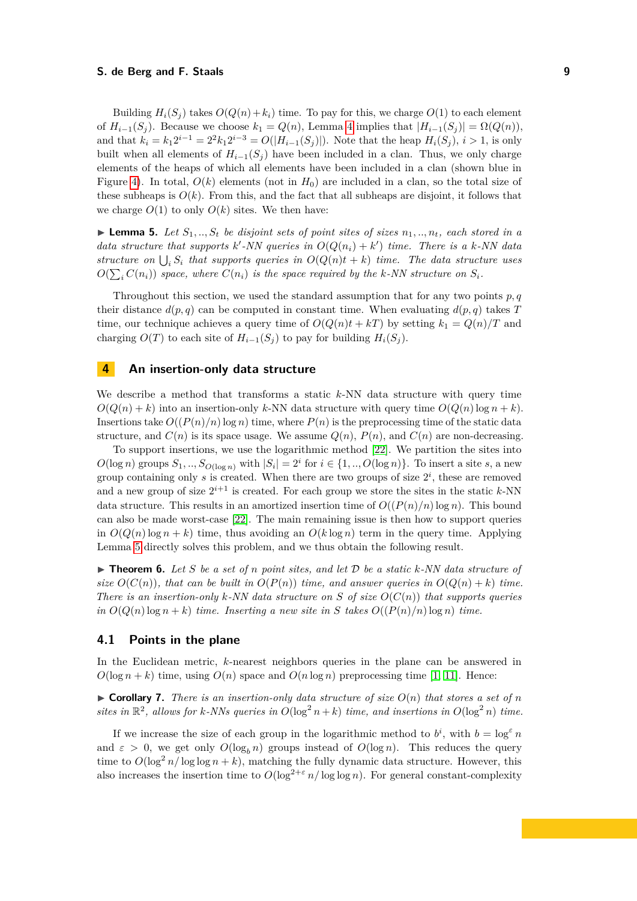Building $H_i(S_j)$ takes $O(Q(n)+k_i)$ time. To pay for this, we charge $O(1)$ to each element of $H_{i-1}(S_j)$. Because we choose $k_1 = Q(n)$, Lemma 4 implies that $|H_{i-1}(S_j)| = \Omega(Q(n))$, and that $k_i = k_1 2^{i-1} = 2^2 k_1 2^{i-3} = O(|H_{i-1}(S_j)|)$. Note that the heap $H_i(S_j)$, $i > 1$, is only built when all elements of $H_{i-1}(S_j)$ have been included in a clan. Thus, we only charge elements of the heaps of which all elements have been included in a clan (shown blue in Figure 4). In total, $O(k)$ elements (not in $H_0$) are included in a clan, so the total size of these subheaps is $O(k)$. From this, and the fact that all subheaps are disjoint, it follows that we charge $O(1)$ to only $O(k)$ sites. We then have:

▶ **Lemma 5.** *Let $S_1, .., S_t$ be disjoint sets of point sites of sizes $n_1, .., n_t$, each stored in a data structure that supports $k'$-NN queries in $O(Q(n_i) + k')$ time. There is a $k$-NN data structure on $\bigcup_i S_i$ that supports queries in $O(Q(n)t + k)$ time. The data structure uses $O(\sum_i C(n_i))$ space, where $C(n_i)$ is the space required by the $k$-NN structure on $S_i$.*

Throughout this section, we used the standard assumption that for any two points $p, q$ their distance $d(p, q)$ can be computed in constant time. When evaluating $d(p, q)$ takes $T$ time, our technique achieves a query time of $O(Q(n)t + kT)$ by setting $k_1 = Q(n)/T$ and charging $O(T)$ to each site of $H_{i-1}(S_j)$ to pay for building $H_i(S_j)$.

## 4 An insertion-only data structure

We describe a method that transforms a static $k$-NN data structure with query time $O(Q(n) + k)$ into an insertion-only $k$-NN data structure with query time $O(Q(n) \log n + k)$. Insertions take $O((P(n)/n) \log n)$ time, where $P(n)$ is the preprocessing time of the static data structure, and $C(n)$ is its space usage. We assume $Q(n)$, $P(n)$, and $C(n)$ are non-decreasing.

To support insertions, we use the logarithmic method [22]. We partition the sites into $O(\log n)$ groups $S_1, .., S_{O(\log n)}$ with $|S_i| = 2^i$ for $i \in \{1, .., O(\log n)\}$. To insert a site $s$, a new group containing only $s$ is created. When there are two groups of size $2^i$, these are removed and a new group of size $2^{i+1}$ is created. For each group we store the sites in the static $k$-NN data structure. This results in an amortized insertion time of $O((P(n)/n) \log n)$. This bound can also be made worst-case [22]. The main remaining issue is then how to support queries in $O(Q(n) \log n + k)$ time, thus avoiding an $O(k \log n)$ term in the query time. Applying Lemma 5 directly solves this problem, and we thus obtain the following result.

▶ **Theorem 6.** *Let $S$ be a set of $n$ point sites, and let $\mathcal{D}$ be a static $k$-NN data structure of size $O(C(n))$, that can be built in $O(P(n))$ time, and answer queries in $O(Q(n) + k)$ time. There is an insertion-only $k$-NN data structure on $S$ of size $O(C(n))$ that supports queries in $O(Q(n) \log n + k)$ time. Inserting a new site in $S$ takes $O((P(n)/n) \log n)$ time.*

### 4.1 Points in the plane

In the Euclidean metric, $k$-nearest neighbors queries in the plane can be answered in $O(\log n + k)$ time, using $O(n)$ space and $O(n \log n)$ preprocessing time [1, 11]. Hence:

▶ **Corollary 7.** *There is an insertion-only data structure of size $O(n)$ that stores a set of $n$ sites in $\mathbb{R}^2$, allows for $k$-NNs queries in $O(\log^2 n + k)$ time, and insertions in $O(\log^2 n)$ time.*

If we increase the size of each group in the logarithmic method to $b^i$, with $b = \log^\varepsilon n$ and $\varepsilon > 0$, we get only $O(\log_b n)$ groups instead of $O(\log n)$. This reduces the query time to $O(\log^2 n / \log \log n + k)$, matching the fully dynamic data structure. However, this also increases the insertion time to $O(\log^{2+\varepsilon} n / \log \log n)$. For general constant-complexity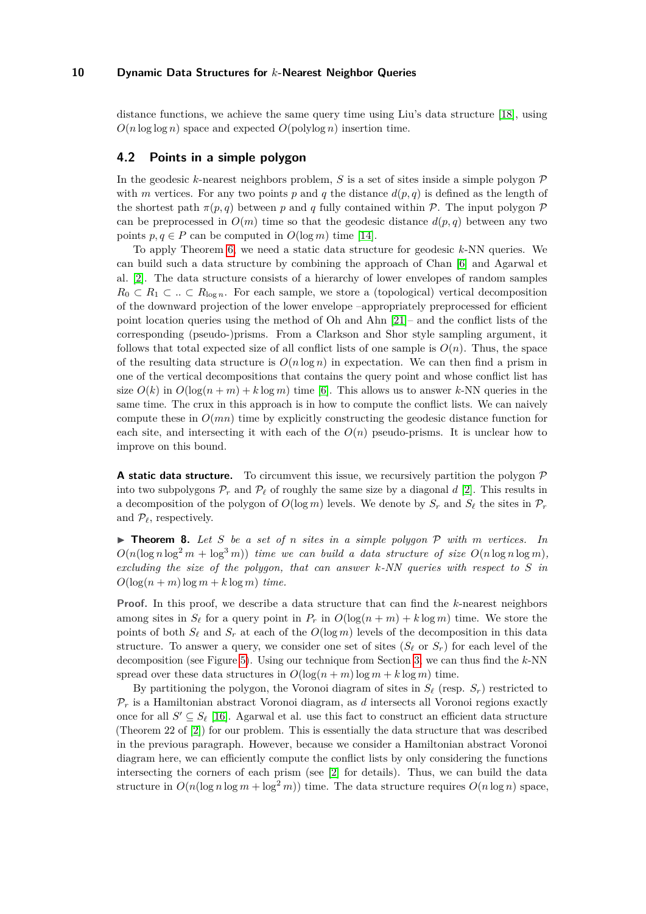distance functions, we achieve the same query time using Liu's data structure [18], using $O(n \log \log n)$ space and expected $O(\text{polylog}\, n)$ insertion time.

## 4.2 Points in a simple polygon

In the geodesic $k$-nearest neighbors problem, $S$ is a set of sites inside a simple polygon $\mathcal{P}$ with $m$ vertices. For any two points $p$ and $q$ the distance $d(p, q)$ is defined as the length of the shortest path $\pi(p, q)$ between $p$ and $q$ fully contained within $\mathcal{P}$. The input polygon $\mathcal{P}$ can be preprocessed in $O(m)$ time so that the geodesic distance $d(p, q)$ between any two points $p, q \in P$ can be computed in $O(\log m)$ time [14].

To apply Theorem 6, we need a static data structure for geodesic $k$-NN queries. We can build such a data structure by combining the approach of Chan [6] and Agarwal et al. [2]. The data structure consists of a hierarchy of lower envelopes of random samples $R_0 \subset R_1 \subset .. \subset R_{\log n}$. For each sample, we store a (topological) vertical decomposition of the downward projection of the lower envelope –appropriately preprocessed for efficient point location queries using the method of Oh and Ahn [21]– and the conflict lists of the corresponding (pseudo-)prisms. From a Clarkson and Shor style sampling argument, it follows that total expected size of all conflict lists of one sample is $O(n)$. Thus, the space of the resulting data structure is $O(n \log n)$ in expectation. We can then find a prism in one of the vertical decompositions that contains the query point and whose conflict list has size $O(k)$ in $O(\log(n + m) + k \log m)$ time [6]. This allows us to answer $k$-NN queries in the same time. The crux in this approach is in how to compute the conflict lists. We can naively compute these in $O(mn)$ time by explicitly constructing the geodesic distance function for each site, and intersecting it with each of the $O(n)$ pseudo-prisms. It is unclear how to improve on this bound.

**A static data structure.** To circumvent this issue, we recursively partition the polygon $\mathcal{P}$ into two subpolygons $\mathcal{P}_r$ and $\mathcal{P}_\ell$ of roughly the same size by a diagonal $d$ [2]. This results in a decomposition of the polygon of $O(\log m)$ levels. We denote by $S_r$ and $S_\ell$ the sites in $\mathcal{P}_r$ and $\mathcal{P}_\ell$, respectively.

▶ **Theorem 8.** *Let $S$ be a set of $n$ sites in a simple polygon $\mathcal{P}$ with $m$ vertices. In $O(n(\log n \log^2 m + \log^3 m))$ time we can build a data structure of size $O(n \log n \log m)$, excluding the size of the polygon, that can answer $k$-NN queries with respect to $S$ in $O(\log(n + m) \log m + k \log m)$ time.*

**Proof.** In this proof, we describe a data structure that can find the $k$-nearest neighbors among sites in $S_\ell$ for a query point in $P_r$ in $O(\log(n + m) + k \log m)$ time. We store the points of both $S_\ell$ and $S_r$ at each of the $O(\log m)$ levels of the decomposition in this data structure. To answer a query, we consider one set of sites ($S_\ell$ or $S_r$) for each level of the decomposition (see Figure 5). Using our technique from Section 3, we can thus find the $k$-NN spread over these data structures in $O(\log(n + m) \log m + k \log m)$ time.

By partitioning the polygon, the Voronoi diagram of sites in $S_\ell$ (resp. $S_r$) restricted to $\mathcal{P}_r$ is a Hamiltonian abstract Voronoi diagram, as $d$ intersects all Voronoi regions exactly once for all $S' \subseteq S_\ell$ [16]. Agarwal et al. use this fact to construct an efficient data structure (Theorem 22 of [2]) for our problem. This is essentially the data structure that was described in the previous paragraph. However, because we consider a Hamiltonian abstract Voronoi diagram here, we can efficiently compute the conflict lists by only considering the functions intersecting the corners of each prism (see [2] for details). Thus, we can build the data structure in $O(n(\log n \log m + \log^2 m))$ time. The data structure requires $O(n \log n)$ space,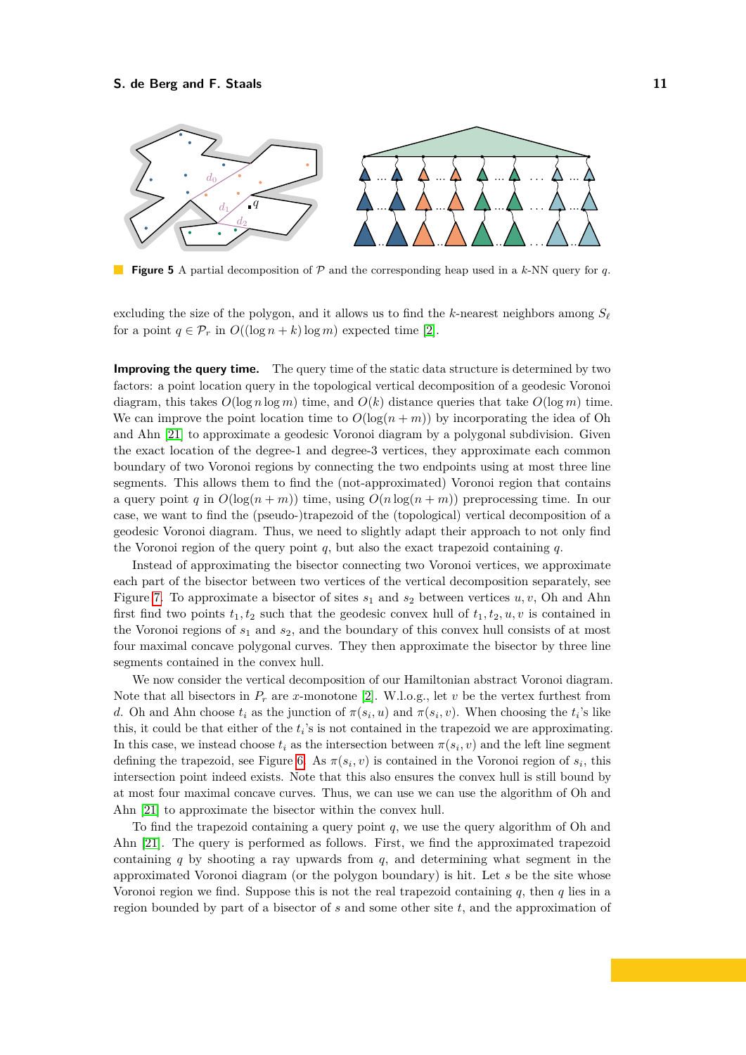**Figure 5** A partial decomposition of $\mathcal{P}$ and the corresponding heap used in a $k$-NN query for $q$.

excluding the size of the polygon, and it allows us to find the $k$-nearest neighbors among $S_\ell$ for a point $q \in \mathcal{P}_r$ in $O((\log n + k)\log m)$ expected time [2].

**Improving the query time.** The query time of the static data structure is determined by two factors: a point location query in the topological vertical decomposition of a geodesic Voronoi diagram, this takes $O(\log n \log m)$ time, and $O(k)$ distance queries that take $O(\log m)$ time. We can improve the point location time to $O(\log(n+m))$ by incorporating the idea of Oh and Ahn [21] to approximate a geodesic Voronoi diagram by a polygonal subdivision. Given the exact location of the degree-1 and degree-3 vertices, they approximate each common boundary of two Voronoi regions by connecting the two endpoints using at most three line segments. This allows them to find the (not-approximated) Voronoi region that contains a query point $q$ in $O(\log(n+m))$ time, using $O(n\log(n+m))$ preprocessing time. In our case, we want to find the (pseudo-)trapezoid of the (topological) vertical decomposition of a geodesic Voronoi diagram. Thus, we need to slightly adapt their approach to not only find the Voronoi region of the query point $q$, but also the exact trapezoid containing $q$.

Instead of approximating the bisector connecting two Voronoi vertices, we approximate each part of the bisector between two vertices of the vertical decomposition separately, see Figure 7. To approximate a bisector of sites $s_1$ and $s_2$ between vertices $u, v$, Oh and Ahn first find two points $t_1, t_2$ such that the geodesic convex hull of $t_1, t_2, u, v$ is contained in the Voronoi regions of $s_1$ and $s_2$, and the boundary of this convex hull consists of at most four maximal concave polygonal curves. They then approximate the bisector by three line segments contained in the convex hull.

We now consider the vertical decomposition of our Hamiltonian abstract Voronoi diagram. Note that all bisectors in $P_r$ are $x$-monotone [2]. W.l.o.g., let $v$ be the vertex furthest from $d$. Oh and Ahn choose $t_i$ as the junction of $\pi(s_i, u)$ and $\pi(s_i, v)$. When choosing the $t_i$'s like this, it could be that either of the $t_i$'s is not contained in the trapezoid we are approximating. In this case, we instead choose $t_i$ as the intersection between $\pi(s_i, v)$ and the left line segment defining the trapezoid, see Figure 6. As $\pi(s_i, v)$ is contained in the Voronoi region of $s_i$, this intersection point indeed exists. Note that this also ensures the convex hull is still bound by at most four maximal concave curves. Thus, we can use we can use the algorithm of Oh and Ahn [21] to approximate the bisector within the convex hull.

To find the trapezoid containing a query point $q$, we use the query algorithm of Oh and Ahn [21]. The query is performed as follows. First, we find the approximated trapezoid containing $q$ by shooting a ray upwards from $q$, and determining what segment in the approximated Voronoi diagram (or the polygon boundary) is hit. Let $s$ be the site whose Voronoi region we find. Suppose this is not the real trapezoid containing $q$, then $q$ lies in a region bounded by part of a bisector of $s$ and some other site $t$, and the approximation of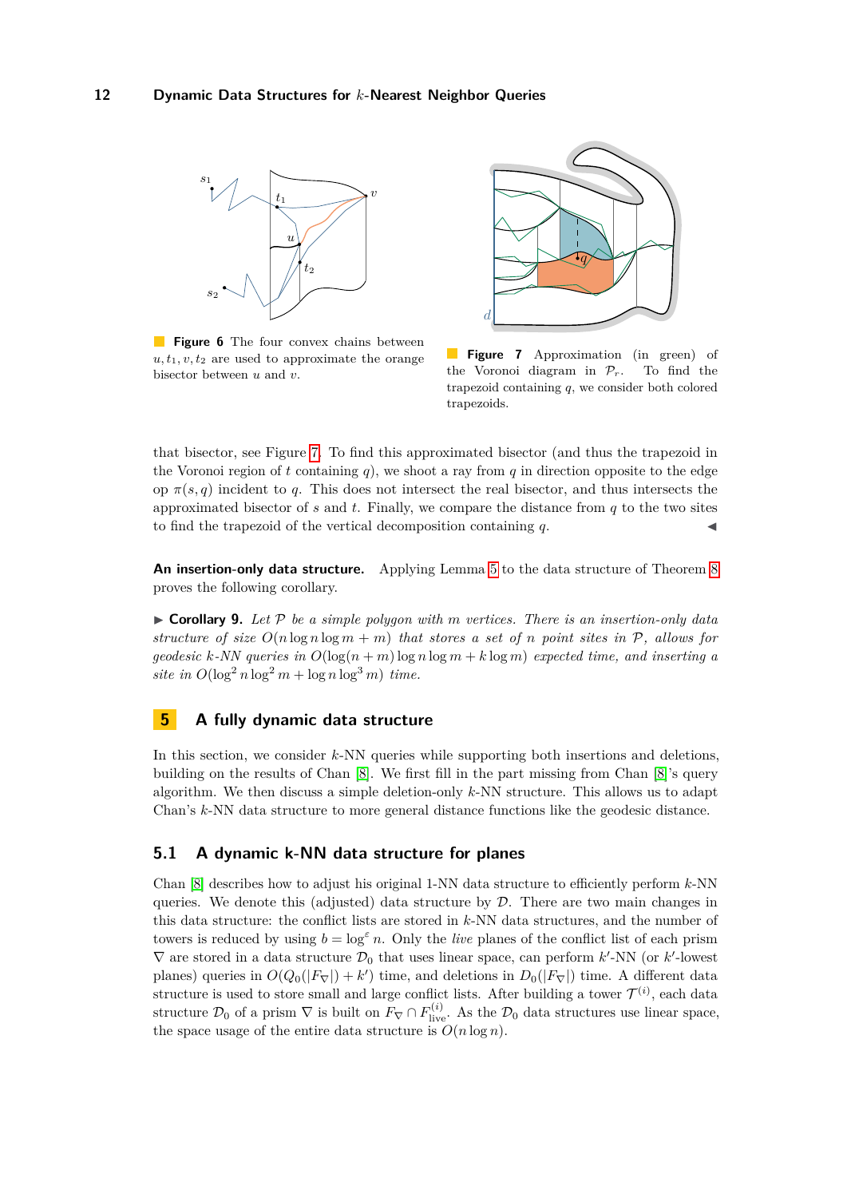**Figure 6** The four convex chains between $u, t_1, v, t_2$ are used to approximate the orange bisector between $u$ and $v$.

**Figure 7** Approximation (in green) of the Voronoi diagram in $\mathcal{P}_r$. To find the trapezoid containing $q$, we consider both colored trapezoids.

that bisector, see Figure 7. To find this approximated bisector (and thus the trapezoid in the Voronoi region of $t$ containing $q$), we shoot a ray from $q$ in direction opposite to the edge op $\pi(s, q)$ incident to $q$. This does not intersect the real bisector, and thus intersects the approximated bisector of $s$ and $t$. Finally, we compare the distance from $q$ to the two sites to find the trapezoid of the vertical decomposition containing $q$. ◀

**An insertion-only data structure.** Applying Lemma 5 to the data structure of Theorem 8 proves the following corollary.

▶ **Corollary 9.** *Let $\mathcal{P}$ be a simple polygon with $m$ vertices. There is an insertion-only data structure of size $O(n \log n \log m + m)$ that stores a set of $n$ point sites in $\mathcal{P}$, allows for geodesic $k$-NN queries in $O(\log(n + m) \log n \log m + k \log m)$ expected time, and inserting a site in $O(\log^2 n \log^2 m + \log n \log^3 m)$ time.*

## 5 A fully dynamic data structure

In this section, we consider $k$-NN queries while supporting both insertions and deletions, building on the results of Chan [8]. We first fill in the part missing from Chan [8]'s query algorithm. We then discuss a simple deletion-only $k$-NN structure. This allows us to adapt Chan's $k$-NN data structure to more general distance functions like the geodesic distance.

### 5.1 A dynamic k-NN data structure for planes

Chan [8] describes how to adjust his original 1-NN data structure to efficiently perform $k$-NN queries. We denote this (adjusted) data structure by $\mathcal{D}$. There are two main changes in this data structure: the conflict lists are stored in $k$-NN data structures, and the number of towers is reduced by using $b = \log^{\varepsilon} n$. Only the *live* planes of the conflict list of each prism $\nabla$ are stored in a data structure $\mathcal{D}_0$ that uses linear space, can perform $k'$-NN (or $k'$-lowest planes) queries in $O(Q_0(|F_\nabla|) + k')$ time, and deletions in $D_0(|F_\nabla|)$ time. A different data structure is used to store small and large conflict lists. After building a tower $\mathcal{T}^{(i)}$, each data structure $\mathcal{D}_0$ of a prism $\nabla$ is built on $F_\nabla \cap F^{(i)}_{\text{live}}$. As the $\mathcal{D}_0$ data structures use linear space, the space usage of the entire data structure is $O(n \log n)$.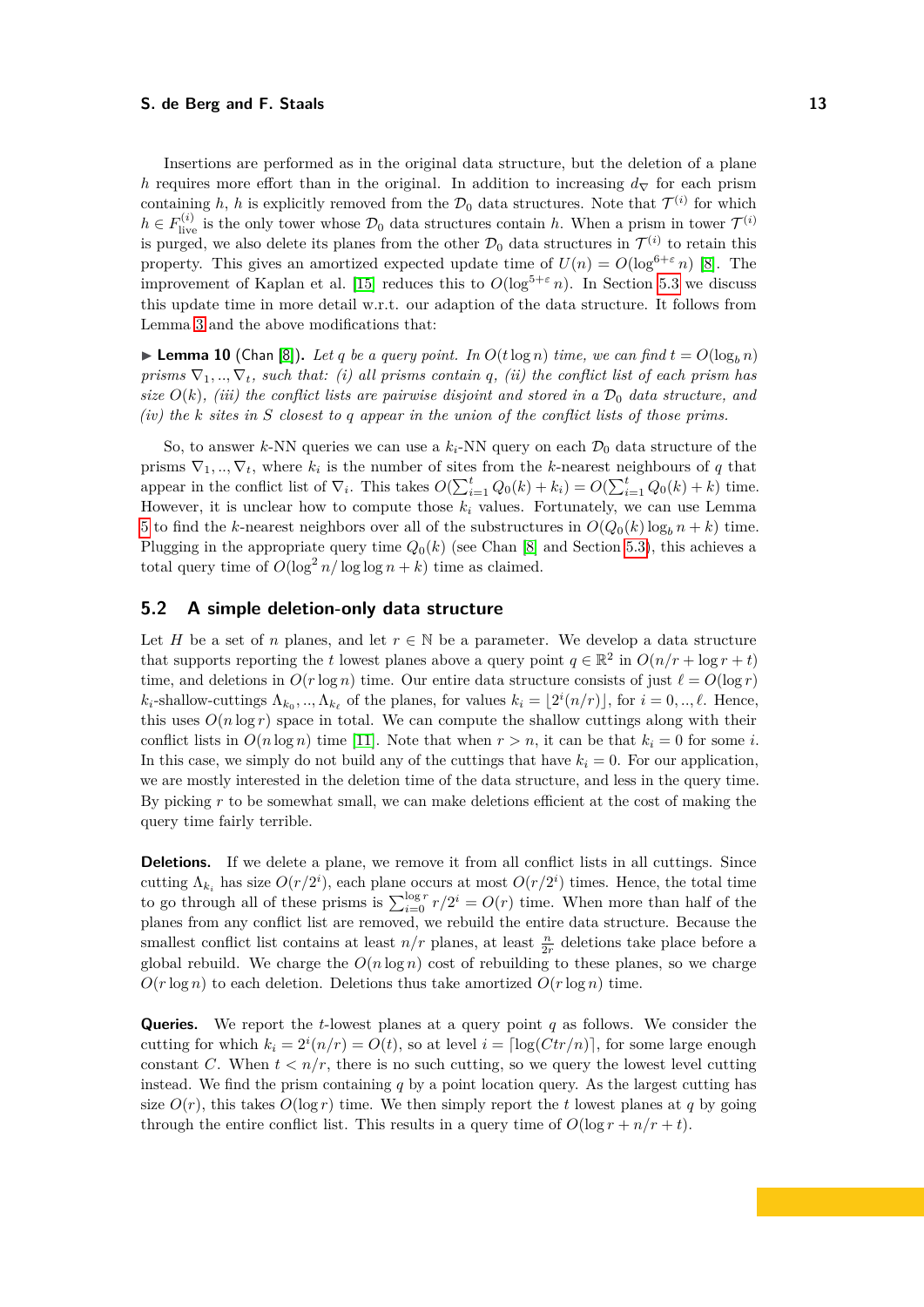Insertions are performed as in the original data structure, but the deletion of a plane $h$ requires more effort than in the original. In addition to increasing $d_\nabla$ for each prism containing $h$, $h$ is explicitly removed from the $\mathcal{D}_0$ data structures. Note that $\mathcal{T}^{(i)}$ for which $h \in F^{(i)}_{\text{live}}$ is the only tower whose $\mathcal{D}_0$ data structures contain $h$. When a prism in tower $\mathcal{T}^{(i)}$ is purged, we also delete its planes from the other $\mathcal{D}_0$ data structures in $\mathcal{T}^{(i)}$ to retain this property. This gives an amortized expected update time of $U(n) = O(\log^{6+\varepsilon} n)$ [8]. The improvement of Kaplan et al. [15] reduces this to $O(\log^{5+\varepsilon} n)$. In Section 5.3 we discuss this update time in more detail w.r.t. our adaption of the data structure. It follows from Lemma 3 and the above modifications that:

▶ **Lemma 10** (Chan [8]). *Let $q$ be a query point. In $O(t \log n)$ time, we can find $t = O(\log_b n)$ prisms $\nabla_1, .., \nabla_t$, such that: (i) all prisms contain $q$, (ii) the conflict list of each prism has size $O(k)$, (iii) the conflict lists are pairwise disjoint and stored in a $\mathcal{D}_0$ data structure, and (iv) the $k$ sites in $S$ closest to $q$ appear in the union of the conflict lists of those prims.*

So, to answer $k$-NN queries we can use a $k_i$-NN query on each $\mathcal{D}_0$ data structure of the prisms $\nabla_1, .., \nabla_t$, where $k_i$ is the number of sites from the $k$-nearest neighbours of $q$ that appear in the conflict list of $\nabla_i$. This takes $O(\sum_{i=1}^{t} Q_0(k) + k_i) = O(\sum_{i=1}^{t} Q_0(k) + k)$ time. However, it is unclear how to compute those $k_i$ values. Fortunately, we can use Lemma 5 to find the $k$-nearest neighbors over all of the substructures in $O(Q_0(k) \log_b n + k)$ time. Plugging in the appropriate query time $Q_0(k)$ (see Chan [8] and Section 5.3), this achieves a total query time of $O(\log^2 n / \log \log n + k)$ time as claimed.

## 5.2 A simple deletion-only data structure

Let $H$ be a set of $n$ planes, and let $r \in \mathbb{N}$ be a parameter. We develop a data structure that supports reporting the $t$ lowest planes above a query point $q \in \mathbb{R}^2$ in $O(n/r + \log r + t)$ time, and deletions in $O(r \log n)$ time. Our entire data structure consists of just $\ell = O(\log r)$ $k_i$-shallow-cuttings $\Lambda_{k_0}, .., \Lambda_{k_\ell}$ of the planes, for values $k_i = \lfloor 2^i(n/r) \rfloor$, for $i = 0, .., \ell$. Hence, this uses $O(n \log r)$ space in total. We can compute the shallow cuttings along with their conflict lists in $O(n \log n)$ time [11]. Note that when $r > n$, it can be that $k_i = 0$ for some $i$. In this case, we simply do not build any of the cuttings that have $k_i = 0$. For our application, we are mostly interested in the deletion time of the data structure, and less in the query time. By picking $r$ to be somewhat small, we can make deletions efficient at the cost of making the query time fairly terrible.

**Deletions.** If we delete a plane, we remove it from all conflict lists in all cuttings. Since cutting $\Lambda_{k_i}$ has size $O(r/2^i)$, each plane occurs at most $O(r/2^i)$ times. Hence, the total time to go through all of these prisms is $\sum_{i=0}^{\log r} r/2^i = O(r)$ time. When more than half of the planes from any conflict list are removed, we rebuild the entire data structure. Because the smallest conflict list contains at least $n/r$ planes, at least $\frac{n}{2r}$ deletions take place before a global rebuild. We charge the $O(n \log n)$ cost of rebuilding to these planes, so we charge $O(r \log n)$ to each deletion. Deletions thus take amortized $O(r \log n)$ time.

**Queries.** We report the $t$-lowest planes at a query point $q$ as follows. We consider the cutting for which $k_i = 2^i(n/r) = O(t)$, so at level $i = \lceil \log(Ctr/n) \rceil$, for some large enough constant $C$. When $t < n/r$, there is no such cutting, so we query the lowest level cutting instead. We find the prism containing $q$ by a point location query. As the largest cutting has size $O(r)$, this takes $O(\log r)$ time. We then simply report the $t$ lowest planes at $q$ by going through the entire conflict list. This results in a query time of $O(\log r + n/r + t)$.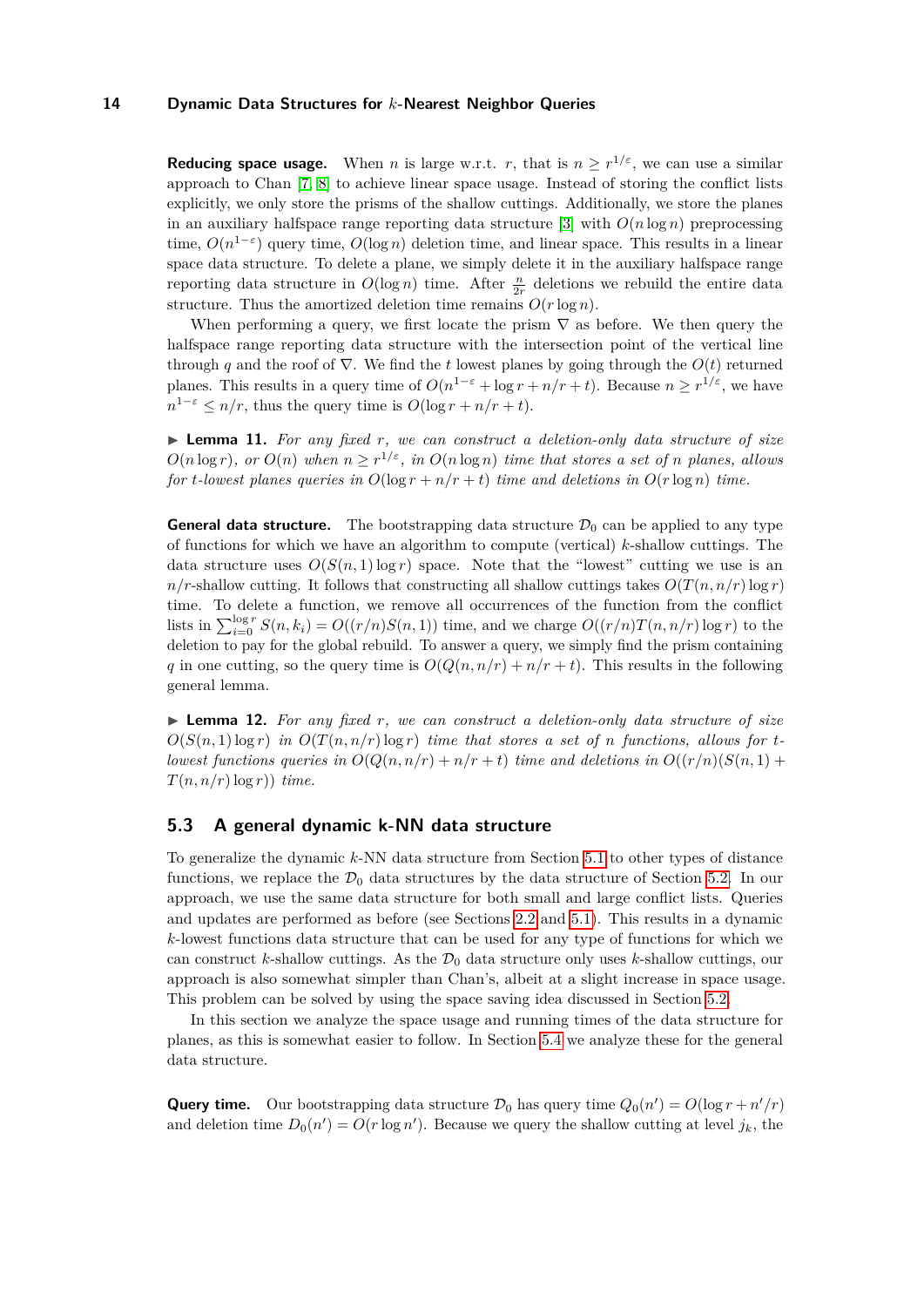**Reducing space usage.** When $n$ is large w.r.t. $r$, that is $n \geq r^{1/\varepsilon}$, we can use a similar approach to Chan [7, 8] to achieve linear space usage. Instead of storing the conflict lists explicitly, we only store the prisms of the shallow cuttings. Additionally, we store the planes in an auxiliary halfspace range reporting data structure [3] with $O(n \log n)$ preprocessing time, $O(n^{1-\varepsilon})$ query time, $O(\log n)$ deletion time, and linear space. This results in a linear space data structure. To delete a plane, we simply delete it in the auxiliary halfspace range reporting data structure in $O(\log n)$ time. After $\frac{n}{2r}$ deletions we rebuild the entire data structure. Thus the amortized deletion time remains $O(r \log n)$.

When performing a query, we first locate the prism $\nabla$ as before. We then query the halfspace range reporting data structure with the intersection point of the vertical line through $q$ and the roof of $\nabla$. We find the $t$ lowest planes by going through the $O(t)$ returned planes. This results in a query time of $O(n^{1-\varepsilon} + \log r + n/r + t)$. Because $n \geq r^{1/\varepsilon}$, we have $n^{1-\varepsilon} \leq n/r$, thus the query time is $O(\log r + n/r + t)$.

▶ **Lemma 11.** *For any fixed $r$, we can construct a deletion-only data structure of size $O(n \log r)$, or $O(n)$ when $n \geq r^{1/\varepsilon}$, in $O(n \log n)$ time that stores a set of $n$ planes, allows for $t$-lowest planes queries in $O(\log r + n/r + t)$ time and deletions in $O(r \log n)$ time.*

**General data structure.** The bootstrapping data structure $\mathcal{D}_0$ can be applied to any type of functions for which we have an algorithm to compute (vertical) $k$-shallow cuttings. The data structure uses $O(S(n, 1) \log r)$ space. Note that the "lowest" cutting we use is an $n/r$-shallow cutting. It follows that constructing all shallow cuttings takes $O(T(n, n/r) \log r)$ time. To delete a function, we remove all occurrences of the function from the conflict lists in $\sum_{i=0}^{\log r} S(n, k_i) = O((r/n)S(n, 1))$ time, and we charge $O((r/n)T(n, n/r) \log r)$ to the deletion to pay for the global rebuild. To answer a query, we simply find the prism containing $q$ in one cutting, so the query time is $O(Q(n, n/r) + n/r + t)$. This results in the following general lemma.

▶ **Lemma 12.** *For any fixed $r$, we can construct a deletion-only data structure of size $O(S(n, 1) \log r)$ in $O(T(n, n/r) \log r)$ time that stores a set of $n$ functions, allows for $t$-lowest functions queries in $O(Q(n, n/r) + n/r + t)$ time and deletions in $O((r/n)(S(n, 1) + T(n, n/r) \log r))$ time.*

## 5.3 A general dynamic k-NN data structure

To generalize the dynamic $k$-NN data structure from Section 5.1 to other types of distance functions, we replace the $\mathcal{D}_0$ data structures by the data structure of Section 5.2. In our approach, we use the same data structure for both small and large conflict lists. Queries and updates are performed as before (see Sections 2.2 and 5.1). This results in a dynamic $k$-lowest functions data structure that can be used for any type of functions for which we can construct $k$-shallow cuttings. As the $\mathcal{D}_0$ data structure only uses $k$-shallow cuttings, our approach is also somewhat simpler than Chan's, albeit at a slight increase in space usage. This problem can be solved by using the space saving idea discussed in Section 5.2.

In this section we analyze the space usage and running times of the data structure for planes, as this is somewhat easier to follow. In Section 5.4 we analyze these for the general data structure.

**Query time.** Our bootstrapping data structure $\mathcal{D}_0$ has query time $Q_0(n') = O(\log r + n'/r)$ and deletion time $D_0(n') = O(r \log n')$. Because we query the shallow cutting at level $j_k$, the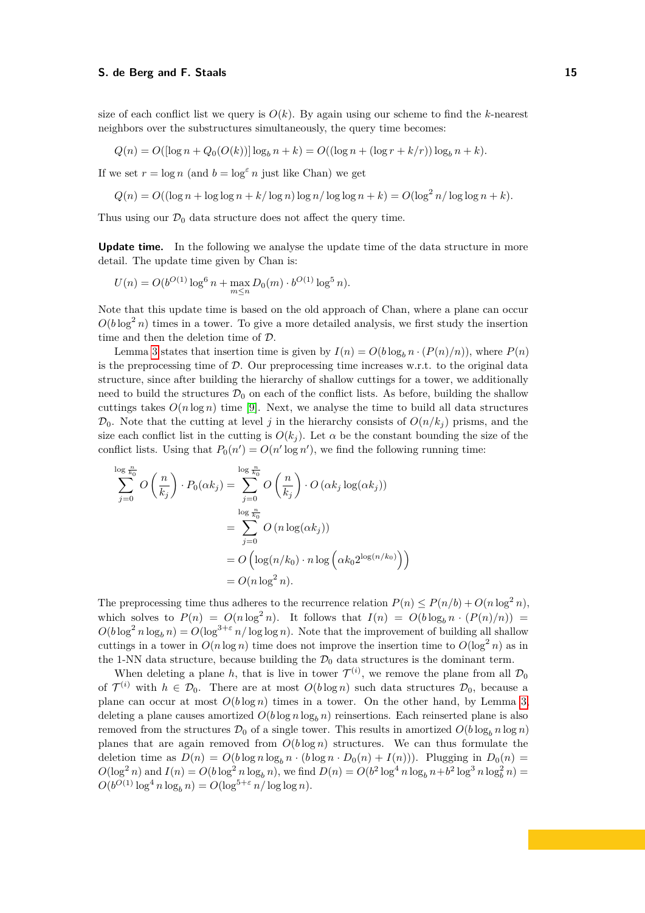size of each conflict list we query is $O(k)$. By again using our scheme to find the $k$-nearest neighbors over the substructures simultaneously, the query time becomes:

$$Q(n) = O([\log n + Q_0(O(k))] \log_b n + k) = O((\log n + (\log r + k/r)) \log_b n + k).$$

If we set $r = \log n$ (and $b = \log^\varepsilon n$ just like Chan) we get

$$Q(n) = O((\log n + \log\log n + k/\log n) \log n/\log\log n + k) = O(\log^2 n/\log\log n + k).$$

Thus using our $\mathcal{D}_0$ data structure does not affect the query time.

**Update time.** In the following we analyse the update time of the data structure in more detail. The update time given by Chan is:

$$U(n) = O(b^{O(1)} \log^6 n + \max_{m \le n} D_0(m) \cdot b^{O(1)} \log^5 n).$$

Note that this update time is based on the old approach of Chan, where a plane can occur $O(b \log^2 n)$ times in a tower. To give a more detailed analysis, we first study the insertion time and then the deletion time of $\mathcal{D}$.

Lemma 3 states that insertion time is given by $I(n) = O(b \log_b n \cdot (P(n)/n))$, where $P(n)$ is the preprocessing time of $\mathcal{D}$. Our preprocessing time increases w.r.t. to the original data structure, since after building the hierarchy of shallow cuttings for a tower, we additionally need to build the structures $\mathcal{D}_0$ on each of the conflict lists. As before, building the shallow cuttings takes $O(n \log n)$ time [9]. Next, we analyse the time to build all data structures $\mathcal{D}_0$. Note that the cutting at level $j$ in the hierarchy consists of $O(n/k_j)$ prisms, and the size each conflict list in the cutting is $O(k_j)$. Let $\alpha$ be the constant bounding the size of the conflict lists. Using that $P_0(n') = O(n' \log n')$, we find the following running time:

$$\begin{aligned}
\sum_{j=0}^{\log \frac{n}{k_0}} O\left(\frac{n}{k_j}\right) \cdot P_0(\alpha k_j) &= \sum_{j=0}^{\log \frac{n}{k_0}} O\left(\frac{n}{k_j}\right) \cdot O\left(\alpha k_j \log(\alpha k_j)\right) \\
&= \sum_{j=0}^{\log \frac{n}{k_0}} O\left(n \log(\alpha k_j)\right) \\
&= O\left(\log(n/k_0) \cdot n \log\left(\alpha k_0 2^{\log(n/k_0)}\right)\right) \\
&= O(n \log^2 n).
\end{aligned}$$

The preprocessing time thus adheres to the recurrence relation $P(n) \le P(n/b) + O(n \log^2 n)$, which solves to $P(n) = O(n \log^2 n)$. It follows that $I(n) = O(b \log_b n \cdot (P(n)/n)) = O(b \log^2 n \log_b n) = O(\log^{3+\varepsilon} n/\log\log n)$. Note that the improvement of building all shallow cuttings in a tower in $O(n \log n)$ time does not improve the insertion time to $O(\log^2 n)$ as in the 1-NN data structure, because building the $\mathcal{D}_0$ data structures is the dominant term.

When deleting a plane $h$, that is live in tower $\mathcal{T}^{(i)}$, we remove the plane from all $\mathcal{D}_0$ of $\mathcal{T}^{(i)}$ with $h \in \mathcal{D}_0$. There are at most $O(b \log n)$ such data structures $\mathcal{D}_0$, because a plane can occur at most $O(b \log n)$ times in a tower. On the other hand, by Lemma 3, deleting a plane causes amortized $O(b \log n \log_b n)$ reinsertions. Each reinserted plane is also removed from the structures $\mathcal{D}_0$ of a single tower. This results in amortized $O(b \log_b n \log n)$ planes that are again removed from $O(b \log n)$ structures. We can thus formulate the deletion time as $D(n) = O(b \log n \log_b n \cdot (b \log n \cdot D_0(n) + I(n)))$. Plugging in $D_0(n) = O(\log^2 n)$ and $I(n) = O(b \log^2 n \log_b n)$, we find $D(n) = O(b^2 \log^4 n \log_b n + b^2 \log^3 n \log_b^2 n) = O(b^{O(1)} \log^4 n \log_b n) = O(\log^{5+\varepsilon} n/\log\log n)$.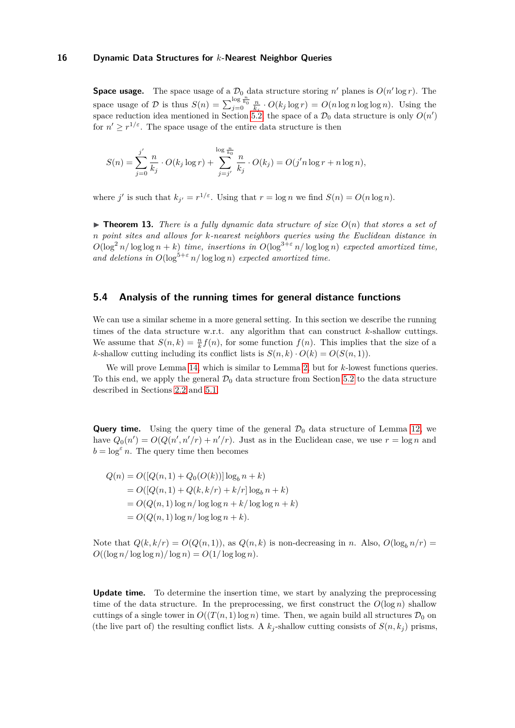**Space usage.** The space usage of a $\mathcal{D}_0$ data structure storing $n'$ planes is $O(n' \log r)$. The space usage of $\mathcal{D}$ is thus $S(n) = \sum_{j=0}^{\log \frac{n}{k_0}} \frac{n}{k_j} \cdot O(k_j \log r) = O(n \log n \log \log n)$. Using the space reduction idea mentioned in Section 5.2, the space of a $\mathcal{D}_0$ data structure is only $O(n')$ for $n' \geq r^{1/\varepsilon}$. The space usage of the entire data structure is then

$$S(n) = \sum_{j=0}^{j'} \frac{n}{k_j} \cdot O(k_j \log r) + \sum_{j=j'}^{\log \frac{n}{k_0}} \frac{n}{k_j} \cdot O(k_j) = O(j' n \log r + n \log n),$$

where $j'$ is such that $k_{j'} = r^{1/\varepsilon}$. Using that $r = \log n$ we find $S(n) = O(n \log n)$.

▶ **Theorem 13.** *There is a fully dynamic data structure of size $O(n)$ that stores a set of $n$ point sites and allows for $k$-nearest neighbors queries using the Euclidean distance in $O(\log^2 n / \log \log n + k)$ time, insertions in $O(\log^{3+\varepsilon} n / \log \log n)$ expected amortized time, and deletions in $O(\log^{5+\varepsilon} n / \log \log n)$ expected amortized time.*

## 5.4 Analysis of the running times for general distance functions

We can use a similar scheme in a more general setting. In this section we describe the running times of the data structure w.r.t. any algorithm that can construct $k$-shallow cuttings. We assume that $S(n,k) = \frac{n}{k} f(n)$, for some function $f(n)$. This implies that the size of a $k$-shallow cutting including its conflict lists is $S(n,k) \cdot O(k) = O(S(n,1))$.

We will prove Lemma 14, which is similar to Lemma 2, but for $k$-lowest functions queries. To this end, we apply the general $\mathcal{D}_0$ data structure from Section 5.2 to the data structure described in Sections 2.2 and 5.1.

**Query time.** Using the query time of the general $\mathcal{D}_0$ data structure of Lemma 12, we have $Q_0(n') = O(Q(n', n'/r) + n'/r)$. Just as in the Euclidean case, we use $r = \log n$ and $b = \log^\varepsilon n$. The query time then becomes

$$\begin{aligned}
Q(n) &= O([Q(n,1) + Q_0(O(k))] \log_b n + k) \\
&= O([Q(n,1) + Q(k, k/r) + k/r] \log_b n + k) \\
&= O(Q(n,1) \log n / \log \log n + k / \log \log n + k) \\
&= O(Q(n,1) \log n / \log \log n + k).
\end{aligned}$$

Note that $Q(k, k/r) = O(Q(n,1))$, as $Q(n,k)$ is non-decreasing in $n$. Also, $O(\log_b n/r) = O((\log n / \log \log n)/\log n) = O(1/\log \log n)$.

**Update time.** To determine the insertion time, we start by analyzing the preprocessing time of the data structure. In the preprocessing, we first construct the $O(\log n)$ shallow cuttings of a single tower in $O((T(n,1) \log n)$ time. Then, we again build all structures $\mathcal{D}_0$ on (the live part of) the resulting conflict lists. A $k_j$-shallow cutting consists of $S(n, k_j)$ prisms,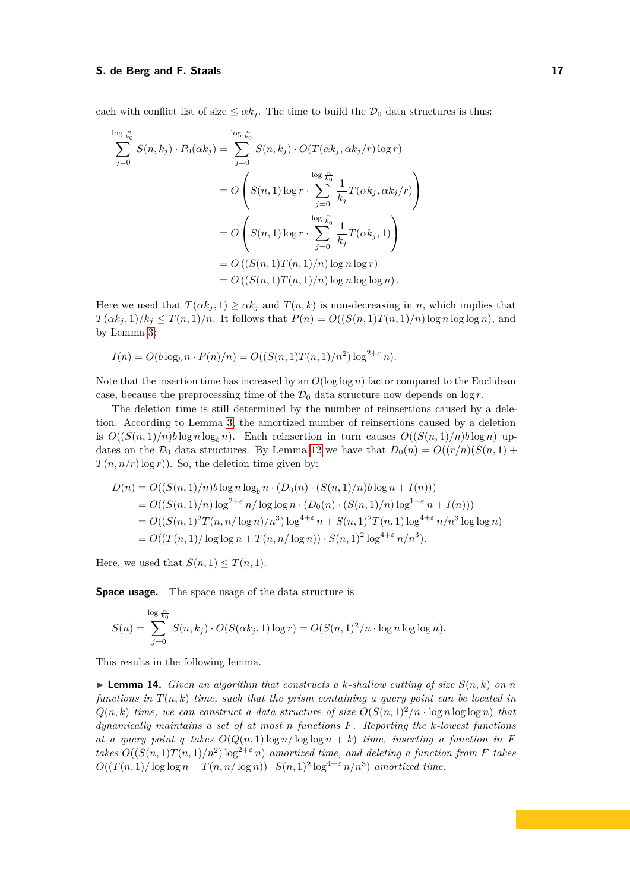each with conflict list of size $\leq \alpha k_j$. The time to build the $\mathcal{D}_0$ data structures is thus:

$$
\begin{aligned}
\sum_{j=0}^{\log \frac{n}{k_0}} S(n,k_j) \cdot P_0(\alpha k_j) &= \sum_{j=0}^{\log \frac{n}{k_0}} S(n,k_j) \cdot O(T(\alpha k_j, \alpha k_j/r) \log r) \\
&= O\left( S(n,1) \log r \cdot \sum_{j=0}^{\log \frac{n}{k_0}} \frac{1}{k_j} T(\alpha k_j, \alpha k_j/r) \right) \\
&= O\left( S(n,1) \log r \cdot \sum_{j=0}^{\log \frac{n}{k_0}} \frac{1}{k_j} T(\alpha k_j, 1) \right) \\
&= O\left( (S(n,1)T(n,1)/n) \log n \log r \right) \\
&= O\left( (S(n,1)T(n,1)/n) \log n \log\log n \right).
\end{aligned}
$$

Here we used that $T(\alpha k_j, 1) \geq \alpha k_j$ and $T(n,k)$ is non-decreasing in $n$, which implies that $T(\alpha k_j, 1)/k_j \leq T(n,1)/n$. It follows that $P(n) = O((S(n,1)T(n,1)/n) \log n \log\log n)$, and by Lemma 3:

$$
I(n) = O(b \log_b n \cdot P(n)/n) = O((S(n,1)T(n,1)/n^2) \log^{2+\varepsilon} n).
$$

Note that the insertion time has increased by an $O(\log\log n)$ factor compared to the Euclidean case, because the preprocessing time of the $\mathcal{D}_0$ data structure now depends on $\log r$.

The deletion time is still determined by the number of reinsertions caused by a deletion. According to Lemma 3, the amortized number of reinsertions caused by a deletion is $O((S(n,1)/n) b \log n \log_b n)$. Each reinsertion in turn causes $O((S(n,1)/n) b \log n)$ updates on the $\mathcal{D}_0$ data structures. By Lemma 12 we have that $D_0(n) = O((r/n)(S(n,1) + T(n,n/r) \log r))$. So, the deletion time given by:

$$
\begin{aligned}
D(n) &= O((S(n,1)/n) b \log n \log_b n \cdot (D_0(n) \cdot (S(n,1)/n) b \log n + I(n))) \\
&= O((S(n,1)/n) \log^{2+\varepsilon} n / \log\log n \cdot (D_0(n) \cdot (S(n,1)/n) \log^{1+\varepsilon} n + I(n))) \\
&= O((S(n,1)^2 T(n, n/\log n)/n^3) \log^{4+\varepsilon} n + S(n,1)^2 T(n,1) \log^{4+\varepsilon} n / n^3 \log\log n) \\
&= O((T(n,1)/\log\log n + T(n, n/\log n)) \cdot S(n,1)^2 \log^{4+\varepsilon} n / n^3).
\end{aligned}
$$

Here, we used that $S(n,1) \leq T(n,1)$.

**Space usage.** The space usage of the data structure is

$$
S(n) = \sum_{j=0}^{\log \frac{n}{k_0}} S(n,k_j) \cdot O(S(\alpha k_j, 1) \log r) = O(S(n,1)^2/n \cdot \log n \log\log n).
$$

This results in the following lemma.

▶ **Lemma 14.** *Given an algorithm that constructs a $k$-shallow cutting of size $S(n,k)$ on $n$ functions in $T(n,k)$ time, such that the prism containing a query point can be located in $Q(n,k)$ time, we can construct a data structure of size $O(S(n,1)^2/n \cdot \log n \log\log n)$ that dynamically maintains a set of at most $n$ functions $F$. Reporting the $k$-lowest functions at a query point $q$ takes $O(Q(n,1) \log n / \log\log n + k)$ time, inserting a function in $F$ takes $O((S(n,1)T(n,1)/n^2) \log^{2+\varepsilon} n)$ amortized time, and deleting a function from $F$ takes $O((T(n,1)/\log\log n + T(n, n/\log n)) \cdot S(n,1)^2 \log^{4+\varepsilon} n / n^3)$ amortized time.*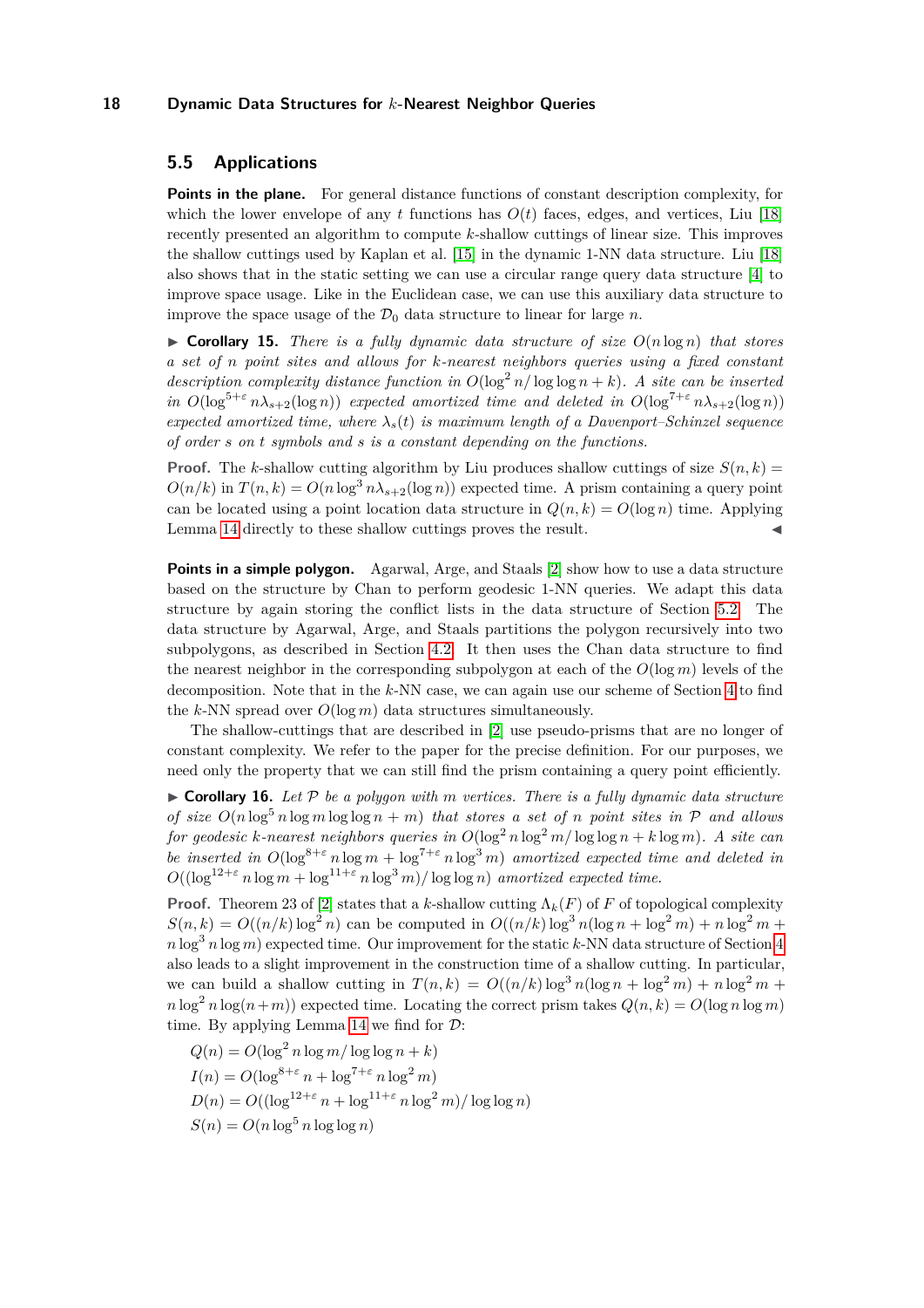## 5.5 Applications

**Points in the plane.** For general distance functions of constant description complexity, for which the lower envelope of any $t$ functions has $O(t)$ faces, edges, and vertices, Liu [18] recently presented an algorithm to compute $k$-shallow cuttings of linear size. This improves the shallow cuttings used by Kaplan et al. [15] in the dynamic 1-NN data structure. Liu [18] also shows that in the static setting we can use a circular range query data structure [4] to improve space usage. Like in the Euclidean case, we can use this auxiliary data structure to improve the space usage of the $\mathcal{D}_0$ data structure to linear for large $n$.

▶ **Corollary 15.** *There is a fully dynamic data structure of size $O(n \log n)$ that stores a set of $n$ point sites and allows for $k$-nearest neighbors queries using a fixed constant description complexity distance function in $O(\log^2 n / \log\log n + k)$. A site can be inserted in $O(\log^{5+\varepsilon} n \lambda_{s+2}(\log n))$ expected amortized time and deleted in $O(\log^{7+\varepsilon} n \lambda_{s+2}(\log n))$ expected amortized time, where $\lambda_s(t)$ is maximum length of a Davenport–Schinzel sequence of order $s$ on $t$ symbols and $s$ is a constant depending on the functions.*

**Proof.** The $k$-shallow cutting algorithm by Liu produces shallow cuttings of size $S(n,k) = O(n/k)$ in $T(n,k) = O(n \log^3 n \lambda_{s+2}(\log n))$ expected time. A prism containing a query point can be located using a point location data structure in $Q(n,k) = O(\log n)$ time. Applying Lemma 14 directly to these shallow cuttings proves the result. ◀

**Points in a simple polygon.** Agarwal, Arge, and Staals [2] show how to use a data structure based on the structure by Chan to perform geodesic 1-NN queries. We adapt this data structure by again storing the conflict lists in the data structure of Section 5.2. The data structure by Agarwal, Arge, and Staals partitions the polygon recursively into two subpolygons, as described in Section 4.2. It then uses the Chan data structure to find the nearest neighbor in the corresponding subpolygon at each of the $O(\log m)$ levels of the decomposition. Note that in the $k$-NN case, we can again use our scheme of Section 4 to find the $k$-NN spread over $O(\log m)$ data structures simultaneously.

The shallow-cuttings that are described in [2] use pseudo-prisms that are no longer of constant complexity. We refer to the paper for the precise definition. For our purposes, we need only the property that we can still find the prism containing a query point efficiently.

▶ **Corollary 16.** *Let $\mathcal{P}$ be a polygon with $m$ vertices. There is a fully dynamic data structure of size $O(n \log^5 n \log m \log\log n + m)$ that stores a set of $n$ point sites in $\mathcal{P}$ and allows for geodesic $k$-nearest neighbors queries in $O(\log^2 n \log^2 m / \log\log n + k \log m)$. A site can be inserted in $O(\log^{8+\varepsilon} n \log m + \log^{7+\varepsilon} n \log^3 m)$ amortized expected time and deleted in $O((\log^{12+\varepsilon} n \log m + \log^{11+\varepsilon} n \log^3 m)/ \log\log n)$ amortized expected time.*

**Proof.** Theorem 23 of [2] states that a $k$-shallow cutting $\Lambda_k(F)$ of $F$ of topological complexity $S(n,k) = O((n/k) \log^2 n)$ can be computed in $O((n/k) \log^3 n(\log n + \log^2 m) + n \log^2 m + n \log^3 n \log m)$ expected time. Our improvement for the static $k$-NN data structure of Section 4 also leads to a slight improvement in the construction time of a shallow cutting. In particular, we can build a shallow cutting in $T(n,k) = O((n/k) \log^3 n(\log n + \log^2 m) + n \log^2 m + n \log^2 n \log(n+m))$ expected time. Locating the correct prism takes $Q(n,k) = O(\log n \log m)$ time. By applying Lemma 14 we find for $\mathcal{D}$:

$$Q(n) = O(\log^2 n \log m / \log\log n + k)$$
$$I(n) = O(\log^{8+\varepsilon} n + \log^{7+\varepsilon} n \log^2 m)$$
$$D(n) = O((\log^{12+\varepsilon} n + \log^{11+\varepsilon} n \log^2 m)/ \log\log n)$$
$$S(n) = O(n \log^5 n \log\log n)$$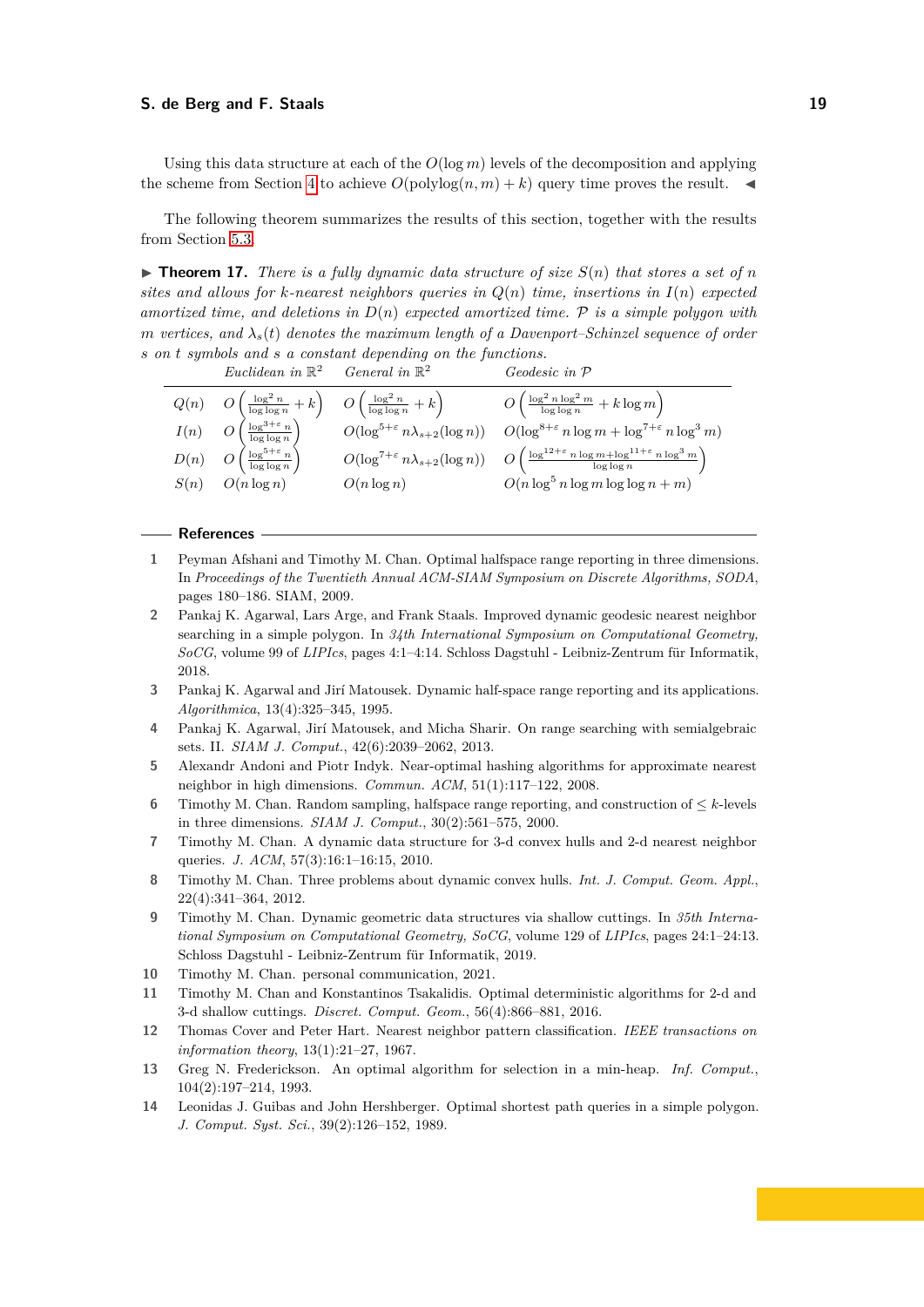Using this data structure at each of the $O(\log m)$ levels of the decomposition and applying the scheme from Section 4 to achieve $O(\text{polylog}(n, m) + k)$ query time proves the result. ◀

The following theorem summarizes the results of this section, together with the results from Section 5.3.

▶ **Theorem 17.** *There is a fully dynamic data structure of size $S(n)$ that stores a set of $n$ sites and allows for $k$-nearest neighbors queries in $Q(n)$ time, insertions in $I(n)$ expected amortized time, and deletions in $D(n)$ expected amortized time. $\mathcal{P}$ is a simple polygon with $m$ vertices, and $\lambda_s(t)$ denotes the maximum length of a Davenport–Schinzel sequence of order $s$ on $t$ symbols and $s$ a constant depending on the functions.*

| | *Euclidean in* $\mathbb{R}^2$ | *General in* $\mathbb{R}^2$ | *Geodesic in* $\mathcal{P}$ |
|---|---|---|---|
| $Q(n)$ | $O\left(\frac{\log^2 n}{\log\log n} + k\right)$ | $O\left(\frac{\log^2 n}{\log\log n} + k\right)$ | $O\left(\frac{\log^2 n \log^2 m}{\log\log n} + k \log m\right)$ |
| $I(n)$ | $O\left(\frac{\log^{3+\varepsilon} n}{\log\log n}\right)$ | $O(\log^{5+\varepsilon} n \lambda_{s+2}(\log n))$ | $O(\log^{8+\varepsilon} n \log m + \log^{7+\varepsilon} n \log^3 m)$ |
| $D(n)$ | $O\left(\frac{\log^{5+\varepsilon} n}{\log\log n}\right)$ | $O(\log^{7+\varepsilon} n \lambda_{s+2}(\log n))$ | $O\left(\frac{\log^{12+\varepsilon} n \log m + \log^{11+\varepsilon} n \log^3 m}{\log\log n}\right)$ |
| $S(n)$ | $O(n \log n)$ | $O(n \log n)$ | $O(n \log^5 n \log m \log\log n + m)$ |

## References

1. Peyman Afshani and Timothy M. Chan. Optimal halfspace range reporting in three dimensions. In *Proceedings of the Twentieth Annual ACM-SIAM Symposium on Discrete Algorithms, SODA*, pages 180–186. SIAM, 2009.
2. Pankaj K. Agarwal, Lars Arge, and Frank Staals. Improved dynamic geodesic nearest neighbor searching in a simple polygon. In *34th International Symposium on Computational Geometry, SoCG*, volume 99 of *LIPIcs*, pages 4:1–4:14. Schloss Dagstuhl - Leibniz-Zentrum für Informatik, 2018.
3. Pankaj K. Agarwal and Jirí Matousek. Dynamic half-space range reporting and its applications. *Algorithmica*, 13(4):325–345, 1995.
4. Pankaj K. Agarwal, Jirí Matousek, and Micha Sharir. On range searching with semialgebraic sets. II. *SIAM J. Comput.*, 42(6):2039–2062, 2013.
5. Alexandr Andoni and Piotr Indyk. Near-optimal hashing algorithms for approximate nearest neighbor in high dimensions. *Commun. ACM*, 51(1):117–122, 2008.
6. Timothy M. Chan. Random sampling, halfspace range reporting, and construction of $\leq k$-levels in three dimensions. *SIAM J. Comput.*, 30(2):561–575, 2000.
7. Timothy M. Chan. A dynamic data structure for 3-d convex hulls and 2-d nearest neighbor queries. *J. ACM*, 57(3):16:1–16:15, 2010.
8. Timothy M. Chan. Three problems about dynamic convex hulls. *Int. J. Comput. Geom. Appl.*, 22(4):341–364, 2012.
9. Timothy M. Chan. Dynamic geometric data structures via shallow cuttings. In *35th International Symposium on Computational Geometry, SoCG*, volume 129 of *LIPIcs*, pages 24:1–24:13. Schloss Dagstuhl - Leibniz-Zentrum für Informatik, 2019.
10. Timothy M. Chan. personal communication, 2021.
11. Timothy M. Chan and Konstantinos Tsakalidis. Optimal deterministic algorithms for 2-d and 3-d shallow cuttings. *Discret. Comput. Geom.*, 56(4):866–881, 2016.
12. Thomas Cover and Peter Hart. Nearest neighbor pattern classification. *IEEE transactions on information theory*, 13(1):21–27, 1967.
13. Greg N. Frederickson. An optimal algorithm for selection in a min-heap. *Inf. Comput.*, 104(2):197–214, 1993.
14. Leonidas J. Guibas and John Hershberger. Optimal shortest path queries in a simple polygon. *J. Comput. Syst. Sci.*, 39(2):126–152, 1989.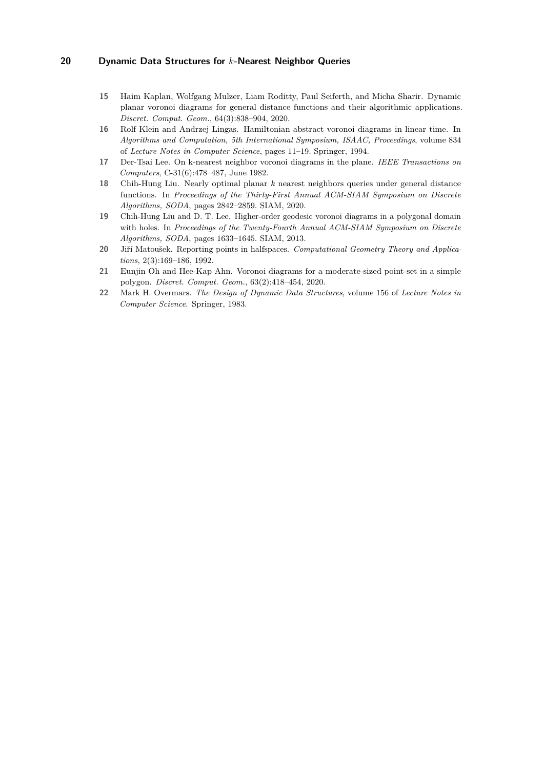15 Haim Kaplan, Wolfgang Mulzer, Liam Roditty, Paul Seiferth, and Micha Sharir. Dynamic planar voronoi diagrams for general distance functions and their algorithmic applications. *Discret. Comput. Geom.*, 64(3):838–904, 2020.

16 Rolf Klein and Andrzej Lingas. Hamiltonian abstract voronoi diagrams in linear time. In *Algorithms and Computation, 5th International Symposium, ISAAC, Proceedings*, volume 834 of *Lecture Notes in Computer Science*, pages 11–19. Springer, 1994.

17 Der-Tsai Lee. On k-nearest neighbor voronoi diagrams in the plane. *IEEE Transactions on Computers*, C-31(6):478–487, June 1982.

18 Chih-Hung Liu. Nearly optimal planar $k$ nearest neighbors queries under general distance functions. In *Proceedings of the Thirty-First Annual ACM-SIAM Symposium on Discrete Algorithms, SODA*, pages 2842–2859. SIAM, 2020.

19 Chih-Hung Liu and D. T. Lee. Higher-order geodesic voronoi diagrams in a polygonal domain with holes. In *Proceedings of the Twenty-Fourth Annual ACM-SIAM Symposium on Discrete Algorithms, SODA*, pages 1633–1645. SIAM, 2013.

20 Jiří Matoušek. Reporting points in halfspaces. *Computational Geometry Theory and Applications*, 2(3):169–186, 1992.

21 Eunjin Oh and Hee-Kap Ahn. Voronoi diagrams for a moderate-sized point-set in a simple polygon. *Discret. Comput. Geom.*, 63(2):418–454, 2020.

22 Mark H. Overmars. *The Design of Dynamic Data Structures*, volume 156 of *Lecture Notes in Computer Science*. Springer, 1983.